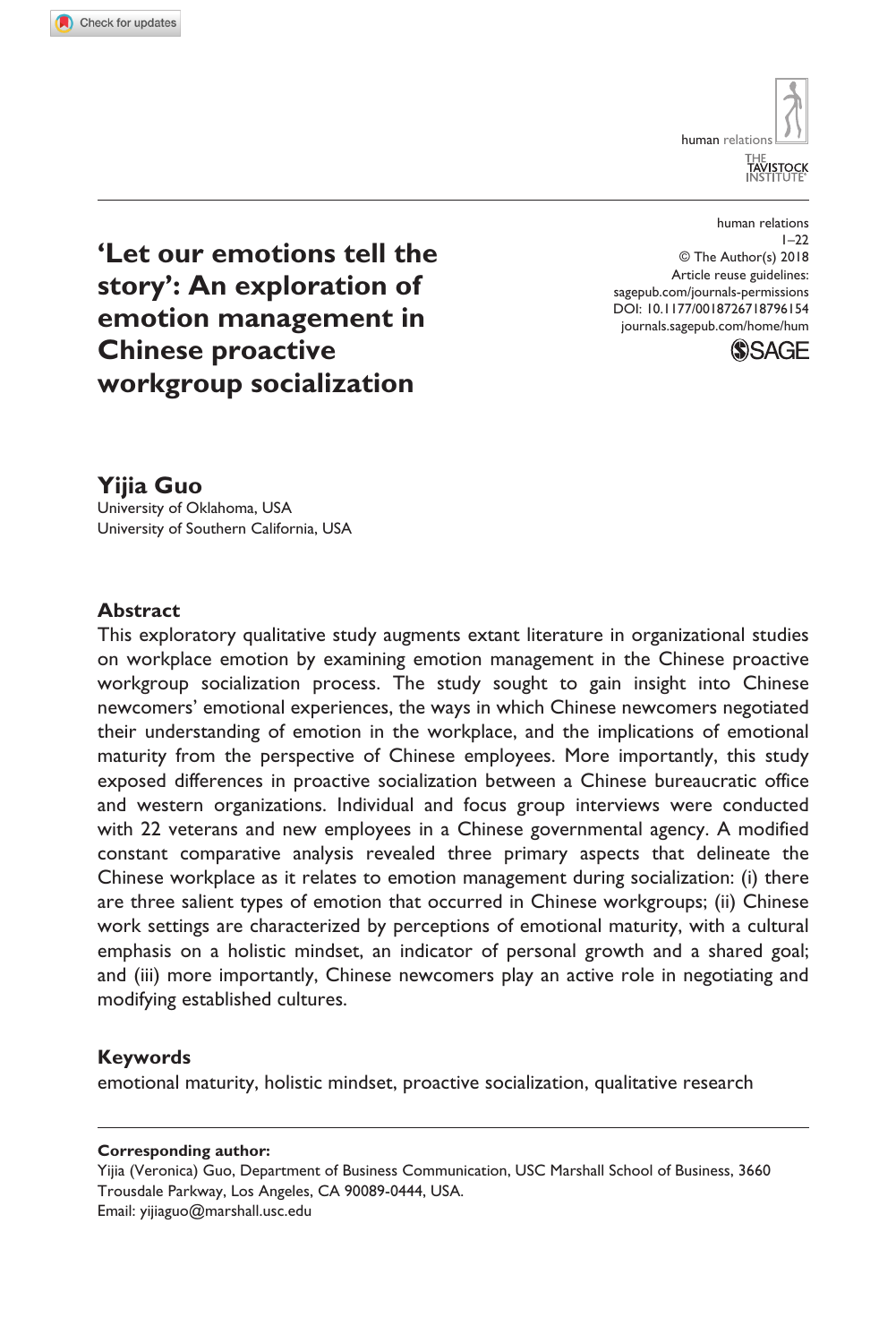# 'Let our emotions tell the story': An exploration of emotion management in Chinese proactive workgroup socialization

human relations
1–22
© The Author(s) 2018
Article reuse guidelines:
sagepub.com/journals-permissions
DOI: 10.1177/0018726718796154
journals.sagepub.com/home/hum

**Yijia Guo**
University of Oklahoma, USA
University of Southern California, USA

### Abstract

This exploratory qualitative study augments extant literature in organizational studies on workplace emotion by examining emotion management in the Chinese proactive workgroup socialization process. The study sought to gain insight into Chinese newcomers' emotional experiences, the ways in which Chinese newcomers negotiated their understanding of emotion in the workplace, and the implications of emotional maturity from the perspective of Chinese employees. More importantly, this study exposed differences in proactive socialization between a Chinese bureaucratic office and western organizations. Individual and focus group interviews were conducted with 22 veterans and new employees in a Chinese governmental agency. A modified constant comparative analysis revealed three primary aspects that delineate the Chinese workplace as it relates to emotion management during socialization: (i) there are three salient types of emotion that occurred in Chinese workgroups; (ii) Chinese work settings are characterized by perceptions of emotional maturity, with a cultural emphasis on a holistic mindset, an indicator of personal growth and a shared goal; and (iii) more importantly, Chinese newcomers play an active role in negotiating and modifying established cultures.

### Keywords

emotional maturity, holistic mindset, proactive socialization, qualitative research

**Corresponding author:**
Yijia (Veronica) Guo, Department of Business Communication, USC Marshall School of Business, 3660 Trousdale Parkway, Los Angeles, CA 90089-0444, USA.
Email: yijiaguo@marshall.usc.edu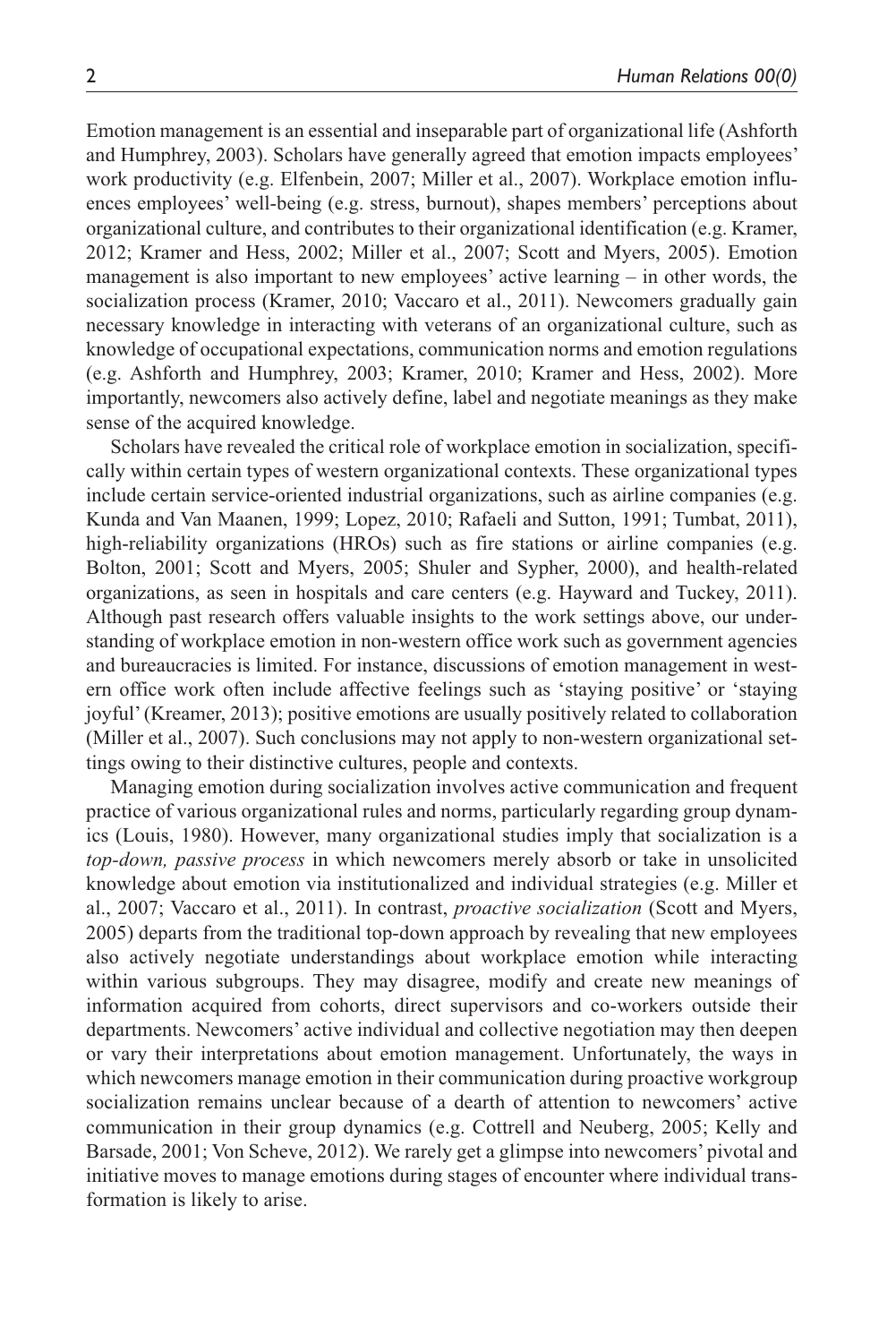Emotion management is an essential and inseparable part of organizational life (Ashforth and Humphrey, 2003). Scholars have generally agreed that emotion impacts employees' work productivity (e.g. Elfenbein, 2007; Miller et al., 2007). Workplace emotion influences employees' well-being (e.g. stress, burnout), shapes members' perceptions about organizational culture, and contributes to their organizational identification (e.g. Kramer, 2012; Kramer and Hess, 2002; Miller et al., 2007; Scott and Myers, 2005). Emotion management is also important to new employees' active learning – in other words, the socialization process (Kramer, 2010; Vaccaro et al., 2011). Newcomers gradually gain necessary knowledge in interacting with veterans of an organizational culture, such as knowledge of occupational expectations, communication norms and emotion regulations (e.g. Ashforth and Humphrey, 2003; Kramer, 2010; Kramer and Hess, 2002). More importantly, newcomers also actively define, label and negotiate meanings as they make sense of the acquired knowledge.

Scholars have revealed the critical role of workplace emotion in socialization, specifically within certain types of western organizational contexts. These organizational types include certain service-oriented industrial organizations, such as airline companies (e.g. Kunda and Van Maanen, 1999; Lopez, 2010; Rafaeli and Sutton, 1991; Tumbat, 2011), high-reliability organizations (HROs) such as fire stations or airline companies (e.g. Bolton, 2001; Scott and Myers, 2005; Shuler and Sypher, 2000), and health-related organizations, as seen in hospitals and care centers (e.g. Hayward and Tuckey, 2011). Although past research offers valuable insights to the work settings above, our understanding of workplace emotion in non-western office work such as government agencies and bureaucracies is limited. For instance, discussions of emotion management in western office work often include affective feelings such as 'staying positive' or 'staying joyful' (Kreamer, 2013); positive emotions are usually positively related to collaboration (Miller et al., 2007). Such conclusions may not apply to non-western organizational settings owing to their distinctive cultures, people and contexts.

Managing emotion during socialization involves active communication and frequent practice of various organizational rules and norms, particularly regarding group dynamics (Louis, 1980). However, many organizational studies imply that socialization is a *top-down, passive process* in which newcomers merely absorb or take in unsolicited knowledge about emotion via institutionalized and individual strategies (e.g. Miller et al., 2007; Vaccaro et al., 2011). In contrast, *proactive socialization* (Scott and Myers, 2005) departs from the traditional top-down approach by revealing that new employees also actively negotiate understandings about workplace emotion while interacting within various subgroups. They may disagree, modify and create new meanings of information acquired from cohorts, direct supervisors and co-workers outside their departments. Newcomers' active individual and collective negotiation may then deepen or vary their interpretations about emotion management. Unfortunately, the ways in which newcomers manage emotion in their communication during proactive workgroup socialization remains unclear because of a dearth of attention to newcomers' active communication in their group dynamics (e.g. Cottrell and Neuberg, 2005; Kelly and Barsade, 2001; Von Scheve, 2012). We rarely get a glimpse into newcomers' pivotal and initiative moves to manage emotions during stages of encounter where individual transformation is likely to arise.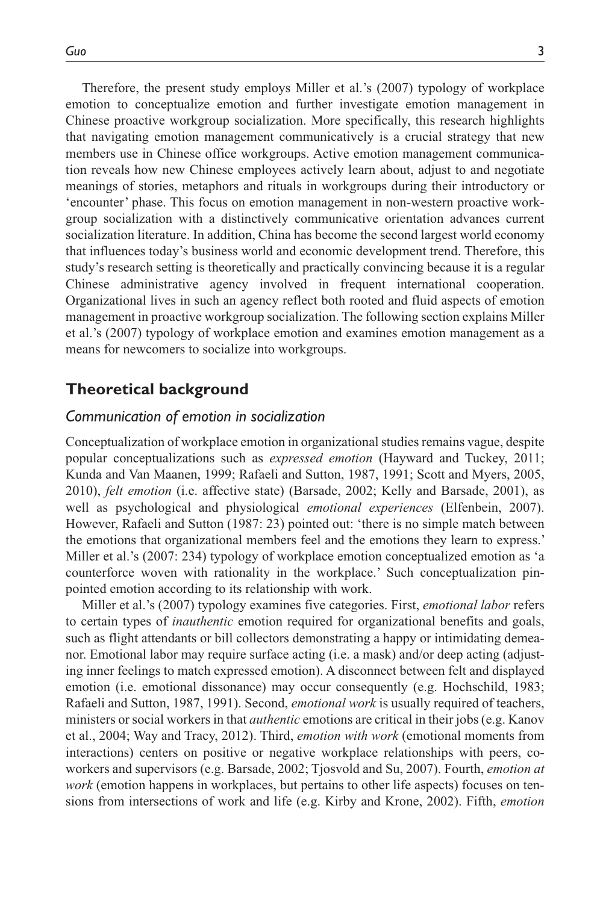Therefore, the present study employs Miller et al.'s (2007) typology of workplace emotion to conceptualize emotion and further investigate emotion management in Chinese proactive workgroup socialization. More specifically, this research highlights that navigating emotion management communicatively is a crucial strategy that new members use in Chinese office workgroups. Active emotion management communication reveals how new Chinese employees actively learn about, adjust to and negotiate meanings of stories, metaphors and rituals in workgroups during their introductory or 'encounter' phase. This focus on emotion management in non-western proactive workgroup socialization with a distinctively communicative orientation advances current socialization literature. In addition, China has become the second largest world economy that influences today's business world and economic development trend. Therefore, this study's research setting is theoretically and practically convincing because it is a regular Chinese administrative agency involved in frequent international cooperation. Organizational lives in such an agency reflect both rooted and fluid aspects of emotion management in proactive workgroup socialization. The following section explains Miller et al.'s (2007) typology of workplace emotion and examines emotion management as a means for newcomers to socialize into workgroups.

## Theoretical background

### *Communication of emotion in socialization*

Conceptualization of workplace emotion in organizational studies remains vague, despite popular conceptualizations such as *expressed emotion* (Hayward and Tuckey, 2011; Kunda and Van Maanen, 1999; Rafaeli and Sutton, 1987, 1991; Scott and Myers, 2005, 2010), *felt emotion* (i.e. affective state) (Barsade, 2002; Kelly and Barsade, 2001), as well as psychological and physiological *emotional experiences* (Elfenbein, 2007). However, Rafaeli and Sutton (1987: 23) pointed out: 'there is no simple match between the emotions that organizational members feel and the emotions they learn to express.' Miller et al.'s (2007: 234) typology of workplace emotion conceptualized emotion as 'a counterforce woven with rationality in the workplace.' Such conceptualization pinpointed emotion according to its relationship with work.

Miller et al.'s (2007) typology examines five categories. First, *emotional labor* refers to certain types of *inauthentic* emotion required for organizational benefits and goals, such as flight attendants or bill collectors demonstrating a happy or intimidating demeanor. Emotional labor may require surface acting (i.e. a mask) and/or deep acting (adjusting inner feelings to match expressed emotion). A disconnect between felt and displayed emotion (i.e. emotional dissonance) may occur consequently (e.g. Hochschild, 1983; Rafaeli and Sutton, 1987, 1991). Second, *emotional work* is usually required of teachers, ministers or social workers in that *authentic* emotions are critical in their jobs (e.g. Kanov et al., 2004; Way and Tracy, 2012). Third, *emotion with work* (emotional moments from interactions) centers on positive or negative workplace relationships with peers, co-workers and supervisors (e.g. Barsade, 2002; Tjosvold and Su, 2007). Fourth, *emotion at work* (emotion happens in workplaces, but pertains to other life aspects) focuses on tensions from intersections of work and life (e.g. Kirby and Krone, 2002). Fifth, *emotion*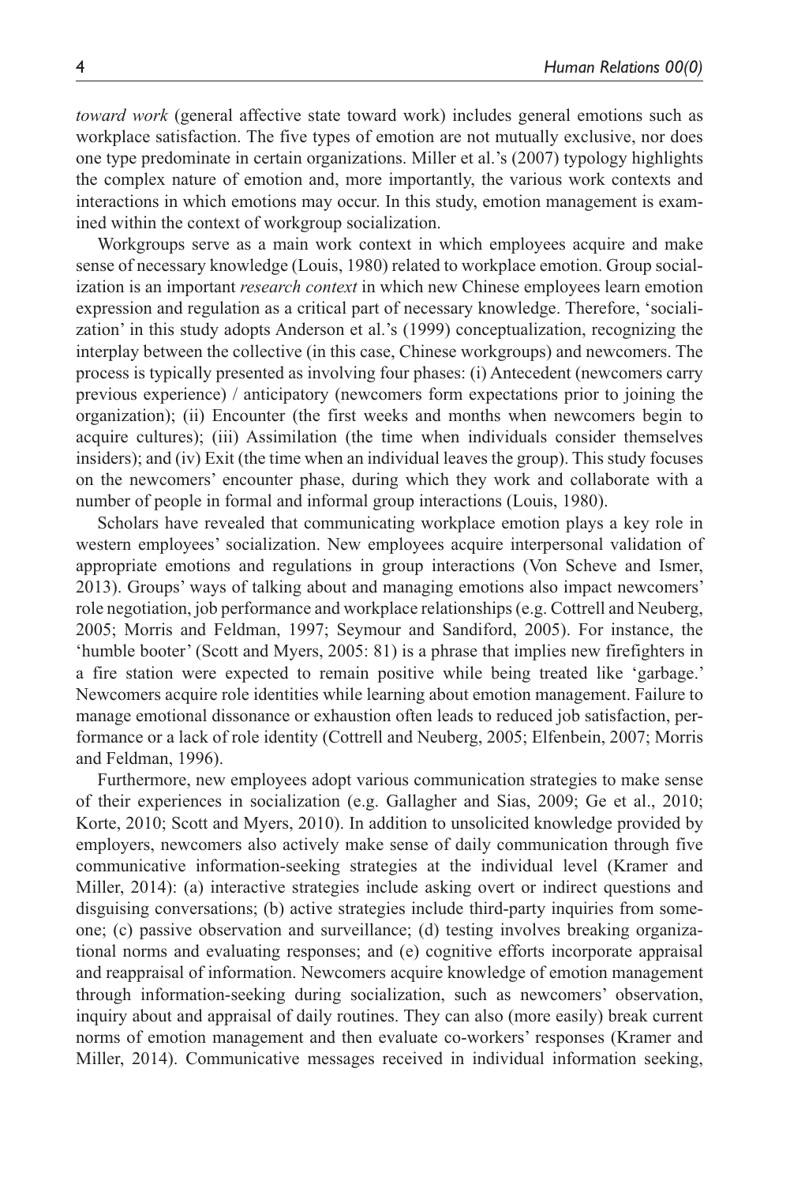*toward work* (general affective state toward work) includes general emotions such as workplace satisfaction. The five types of emotion are not mutually exclusive, nor does one type predominate in certain organizations. Miller et al.'s (2007) typology highlights the complex nature of emotion and, more importantly, the various work contexts and interactions in which emotions may occur. In this study, emotion management is examined within the context of workgroup socialization.

Workgroups serve as a main work context in which employees acquire and make sense of necessary knowledge (Louis, 1980) related to workplace emotion. Group socialization is an important *research context* in which new Chinese employees learn emotion expression and regulation as a critical part of necessary knowledge. Therefore, 'socialization' in this study adopts Anderson et al.'s (1999) conceptualization, recognizing the interplay between the collective (in this case, Chinese workgroups) and newcomers. The process is typically presented as involving four phases: (i) Antecedent (newcomers carry previous experience) / anticipatory (newcomers form expectations prior to joining the organization); (ii) Encounter (the first weeks and months when newcomers begin to acquire cultures); (iii) Assimilation (the time when individuals consider themselves insiders); and (iv) Exit (the time when an individual leaves the group). This study focuses on the newcomers' encounter phase, during which they work and collaborate with a number of people in formal and informal group interactions (Louis, 1980).

Scholars have revealed that communicating workplace emotion plays a key role in western employees' socialization. New employees acquire interpersonal validation of appropriate emotions and regulations in group interactions (Von Scheve and Ismer, 2013). Groups' ways of talking about and managing emotions also impact newcomers' role negotiation, job performance and workplace relationships (e.g. Cottrell and Neuberg, 2005; Morris and Feldman, 1997; Seymour and Sandiford, 2005). For instance, the 'humble booter' (Scott and Myers, 2005: 81) is a phrase that implies new firefighters in a fire station were expected to remain positive while being treated like 'garbage.' Newcomers acquire role identities while learning about emotion management. Failure to manage emotional dissonance or exhaustion often leads to reduced job satisfaction, performance or a lack of role identity (Cottrell and Neuberg, 2005; Elfenbein, 2007; Morris and Feldman, 1996).

Furthermore, new employees adopt various communication strategies to make sense of their experiences in socialization (e.g. Gallagher and Sias, 2009; Ge et al., 2010; Korte, 2010; Scott and Myers, 2010). In addition to unsolicited knowledge provided by employers, newcomers also actively make sense of daily communication through five communicative information-seeking strategies at the individual level (Kramer and Miller, 2014): (a) interactive strategies include asking overt or indirect questions and disguising conversations; (b) active strategies include third-party inquiries from someone; (c) passive observation and surveillance; (d) testing involves breaking organizational norms and evaluating responses; and (e) cognitive efforts incorporate appraisal and reappraisal of information. Newcomers acquire knowledge of emotion management through information-seeking during socialization, such as newcomers' observation, inquiry about and appraisal of daily routines. They can also (more easily) break current norms of emotion management and then evaluate co-workers' responses (Kramer and Miller, 2014). Communicative messages received in individual information seeking,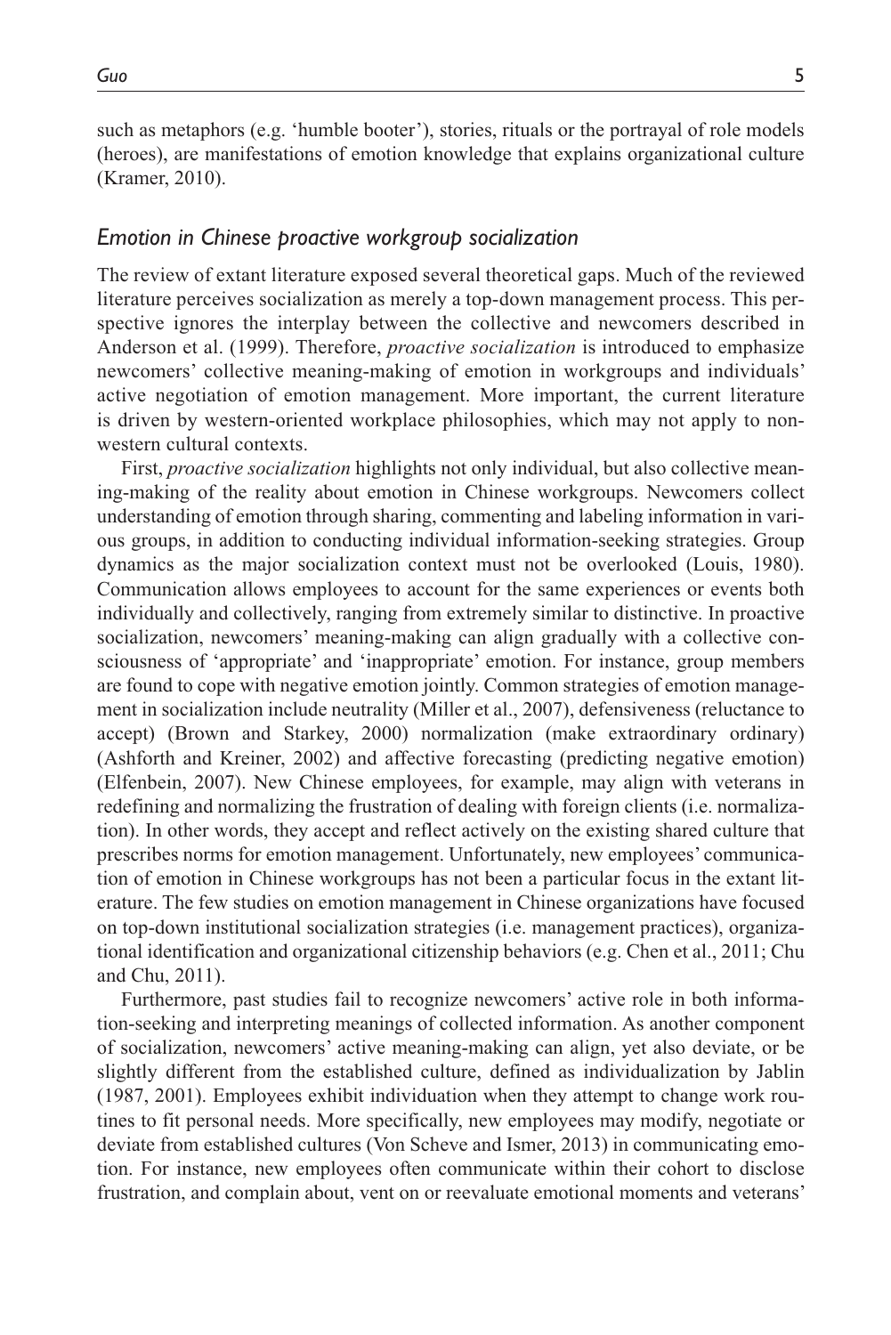such as metaphors (e.g. 'humble booter'), stories, rituals or the portrayal of role models (heroes), are manifestations of emotion knowledge that explains organizational culture (Kramer, 2010).

### *Emotion in Chinese proactive workgroup socialization*

The review of extant literature exposed several theoretical gaps. Much of the reviewed literature perceives socialization as merely a top-down management process. This perspective ignores the interplay between the collective and newcomers described in Anderson et al. (1999). Therefore, *proactive socialization* is introduced to emphasize newcomers' collective meaning-making of emotion in workgroups and individuals' active negotiation of emotion management. More important, the current literature is driven by western-oriented workplace philosophies, which may not apply to non-western cultural contexts.

First, *proactive socialization* highlights not only individual, but also collective meaning-making of the reality about emotion in Chinese workgroups. Newcomers collect understanding of emotion through sharing, commenting and labeling information in various groups, in addition to conducting individual information-seeking strategies. Group dynamics as the major socialization context must not be overlooked (Louis, 1980). Communication allows employees to account for the same experiences or events both individually and collectively, ranging from extremely similar to distinctive. In proactive socialization, newcomers' meaning-making can align gradually with a collective consciousness of 'appropriate' and 'inappropriate' emotion. For instance, group members are found to cope with negative emotion jointly. Common strategies of emotion management in socialization include neutrality (Miller et al., 2007), defensiveness (reluctance to accept) (Brown and Starkey, 2000) normalization (make extraordinary ordinary) (Ashforth and Kreiner, 2002) and affective forecasting (predicting negative emotion) (Elfenbein, 2007). New Chinese employees, for example, may align with veterans in redefining and normalizing the frustration of dealing with foreign clients (i.e. normalization). In other words, they accept and reflect actively on the existing shared culture that prescribes norms for emotion management. Unfortunately, new employees' communication of emotion in Chinese workgroups has not been a particular focus in the extant literature. The few studies on emotion management in Chinese organizations have focused on top-down institutional socialization strategies (i.e. management practices), organizational identification and organizational citizenship behaviors (e.g. Chen et al., 2011; Chu and Chu, 2011).

Furthermore, past studies fail to recognize newcomers' active role in both information-seeking and interpreting meanings of collected information. As another component of socialization, newcomers' active meaning-making can align, yet also deviate, or be slightly different from the established culture, defined as individualization by Jablin (1987, 2001). Employees exhibit individuation when they attempt to change work routines to fit personal needs. More specifically, new employees may modify, negotiate or deviate from established cultures (Von Scheve and Ismer, 2013) in communicating emotion. For instance, new employees often communicate within their cohort to disclose frustration, and complain about, vent on or reevaluate emotional moments and veterans'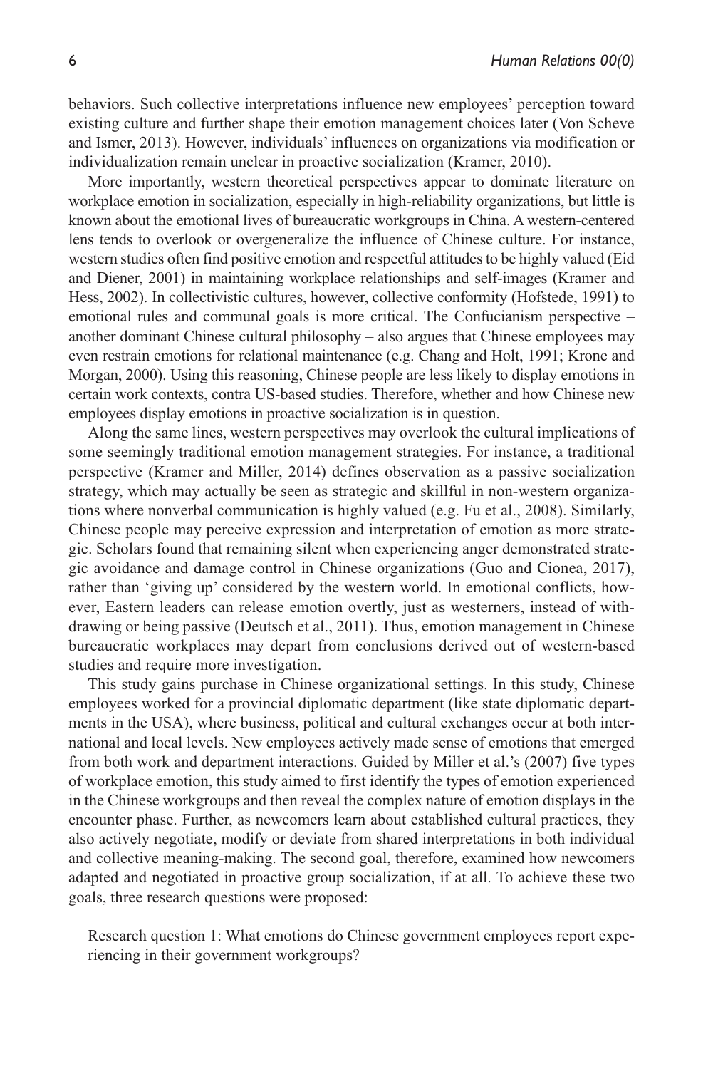behaviors. Such collective interpretations influence new employees' perception toward existing culture and further shape their emotion management choices later (Von Scheve and Ismer, 2013). However, individuals' influences on organizations via modification or individualization remain unclear in proactive socialization (Kramer, 2010).

More importantly, western theoretical perspectives appear to dominate literature on workplace emotion in socialization, especially in high-reliability organizations, but little is known about the emotional lives of bureaucratic workgroups in China. A western-centered lens tends to overlook or overgeneralize the influence of Chinese culture. For instance, western studies often find positive emotion and respectful attitudes to be highly valued (Eid and Diener, 2001) in maintaining workplace relationships and self-images (Kramer and Hess, 2002). In collectivistic cultures, however, collective conformity (Hofstede, 1991) to emotional rules and communal goals is more critical. The Confucianism perspective – another dominant Chinese cultural philosophy – also argues that Chinese employees may even restrain emotions for relational maintenance (e.g. Chang and Holt, 1991; Krone and Morgan, 2000). Using this reasoning, Chinese people are less likely to display emotions in certain work contexts, contra US-based studies. Therefore, whether and how Chinese new employees display emotions in proactive socialization is in question.

Along the same lines, western perspectives may overlook the cultural implications of some seemingly traditional emotion management strategies. For instance, a traditional perspective (Kramer and Miller, 2014) defines observation as a passive socialization strategy, which may actually be seen as strategic and skillful in non-western organizations where nonverbal communication is highly valued (e.g. Fu et al., 2008). Similarly, Chinese people may perceive expression and interpretation of emotion as more strategic. Scholars found that remaining silent when experiencing anger demonstrated strategic avoidance and damage control in Chinese organizations (Guo and Cionea, 2017), rather than 'giving up' considered by the western world. In emotional conflicts, however, Eastern leaders can release emotion overtly, just as westerners, instead of withdrawing or being passive (Deutsch et al., 2011). Thus, emotion management in Chinese bureaucratic workplaces may depart from conclusions derived out of western-based studies and require more investigation.

This study gains purchase in Chinese organizational settings. In this study, Chinese employees worked for a provincial diplomatic department (like state diplomatic departments in the USA), where business, political and cultural exchanges occur at both international and local levels. New employees actively made sense of emotions that emerged from both work and department interactions. Guided by Miller et al.'s (2007) five types of workplace emotion, this study aimed to first identify the types of emotion experienced in the Chinese workgroups and then reveal the complex nature of emotion displays in the encounter phase. Further, as newcomers learn about established cultural practices, they also actively negotiate, modify or deviate from shared interpretations in both individual and collective meaning-making. The second goal, therefore, examined how newcomers adapted and negotiated in proactive group socialization, if at all. To achieve these two goals, three research questions were proposed:

Research question 1: What emotions do Chinese government employees report experiencing in their government workgroups?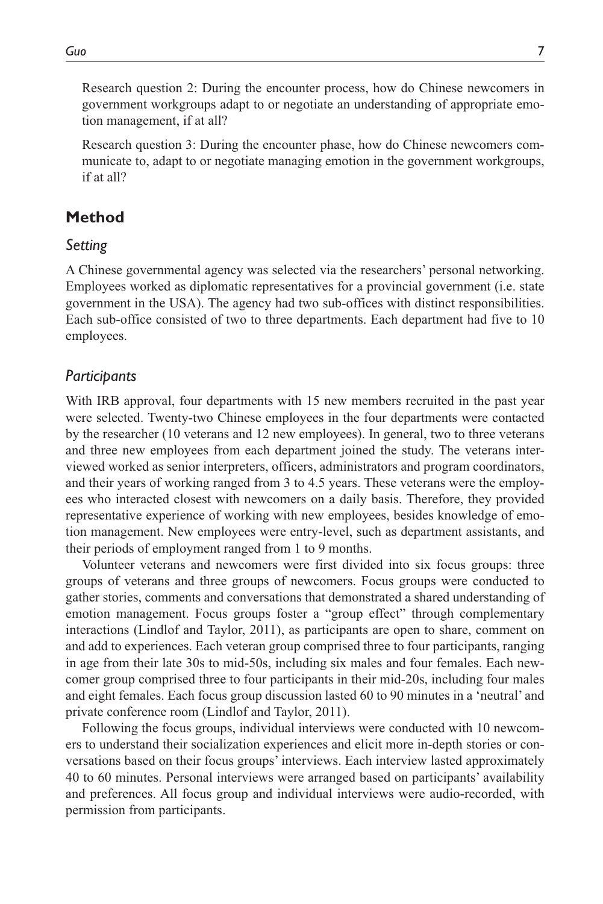Research question 2: During the encounter process, how do Chinese newcomers in government workgroups adapt to or negotiate an understanding of appropriate emotion management, if at all?

Research question 3: During the encounter phase, how do Chinese newcomers communicate to, adapt to or negotiate managing emotion in the government workgroups, if at all?

## Method

### *Setting*

A Chinese governmental agency was selected via the researchers' personal networking. Employees worked as diplomatic representatives for a provincial government (i.e. state government in the USA). The agency had two sub-offices with distinct responsibilities. Each sub-office consisted of two to three departments. Each department had five to 10 employees.

### *Participants*

With IRB approval, four departments with 15 new members recruited in the past year were selected. Twenty-two Chinese employees in the four departments were contacted by the researcher (10 veterans and 12 new employees). In general, two to three veterans and three new employees from each department joined the study. The veterans interviewed worked as senior interpreters, officers, administrators and program coordinators, and their years of working ranged from 3 to 4.5 years. These veterans were the employees who interacted closest with newcomers on a daily basis. Therefore, they provided representative experience of working with new employees, besides knowledge of emotion management. New employees were entry-level, such as department assistants, and their periods of employment ranged from 1 to 9 months.

Volunteer veterans and newcomers were first divided into six focus groups: three groups of veterans and three groups of newcomers. Focus groups were conducted to gather stories, comments and conversations that demonstrated a shared understanding of emotion management. Focus groups foster a "group effect" through complementary interactions (Lindlof and Taylor, 2011), as participants are open to share, comment on and add to experiences. Each veteran group comprised three to four participants, ranging in age from their late 30s to mid-50s, including six males and four females. Each newcomer group comprised three to four participants in their mid-20s, including four males and eight females. Each focus group discussion lasted 60 to 90 minutes in a 'neutral' and private conference room (Lindlof and Taylor, 2011).

Following the focus groups, individual interviews were conducted with 10 newcomers to understand their socialization experiences and elicit more in-depth stories or conversations based on their focus groups' interviews. Each interview lasted approximately 40 to 60 minutes. Personal interviews were arranged based on participants' availability and preferences. All focus group and individual interviews were audio-recorded, with permission from participants.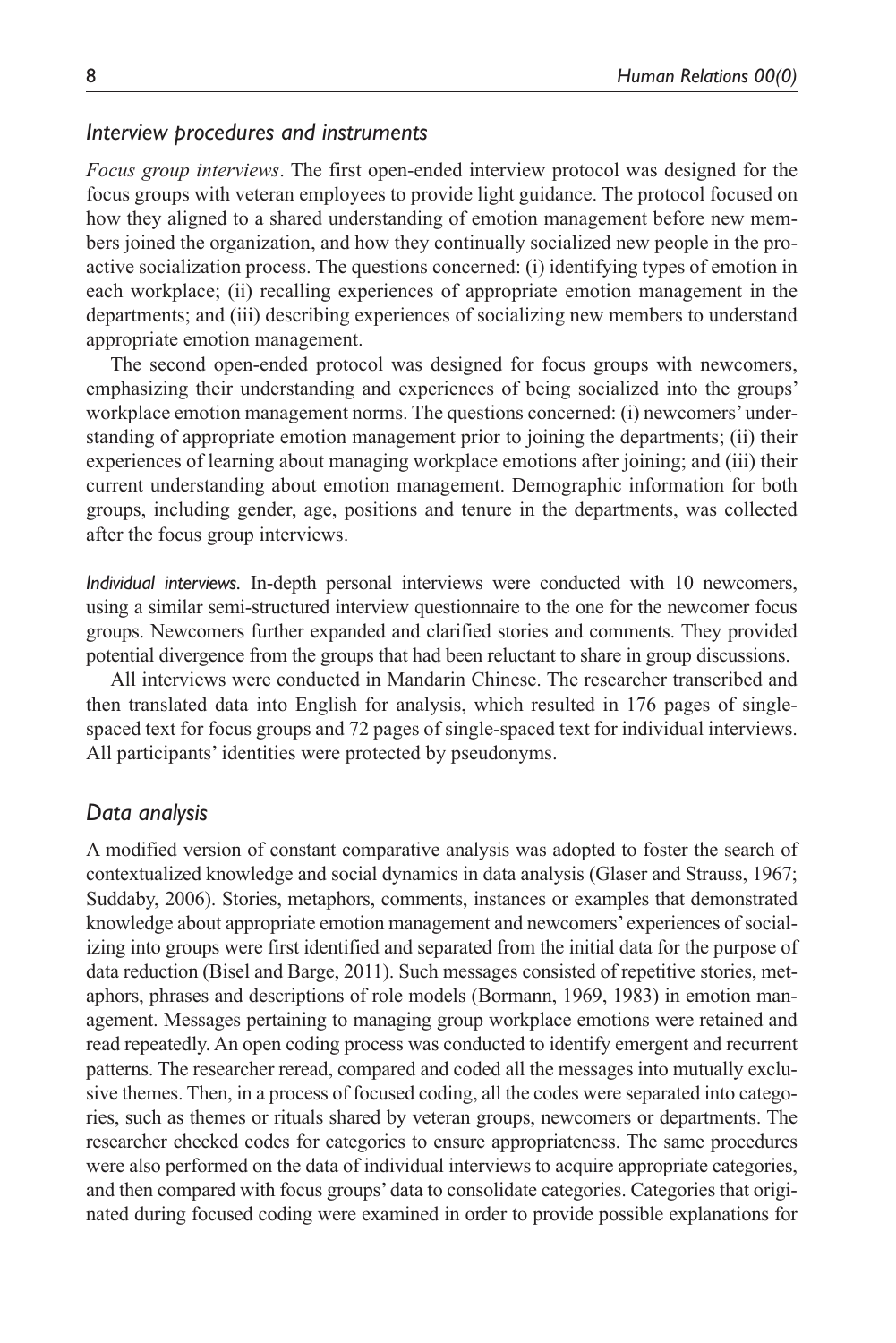### *Interview procedures and instruments*

*Focus group interviews*. The first open-ended interview protocol was designed for the focus groups with veteran employees to provide light guidance. The protocol focused on how they aligned to a shared understanding of emotion management before new members joined the organization, and how they continually socialized new people in the proactive socialization process. The questions concerned: (i) identifying types of emotion in each workplace; (ii) recalling experiences of appropriate emotion management in the departments; and (iii) describing experiences of socializing new members to understand appropriate emotion management.

The second open-ended protocol was designed for focus groups with newcomers, emphasizing their understanding and experiences of being socialized into the groups' workplace emotion management norms. The questions concerned: (i) newcomers' understanding of appropriate emotion management prior to joining the departments; (ii) their experiences of learning about managing workplace emotions after joining; and (iii) their current understanding about emotion management. Demographic information for both groups, including gender, age, positions and tenure in the departments, was collected after the focus group interviews.

*Individual interviews.* In-depth personal interviews were conducted with 10 newcomers, using a similar semi-structured interview questionnaire to the one for the newcomer focus groups. Newcomers further expanded and clarified stories and comments. They provided potential divergence from the groups that had been reluctant to share in group discussions.

All interviews were conducted in Mandarin Chinese. The researcher transcribed and then translated data into English for analysis, which resulted in 176 pages of single-spaced text for focus groups and 72 pages of single-spaced text for individual interviews. All participants' identities were protected by pseudonyms.

### *Data analysis*

A modified version of constant comparative analysis was adopted to foster the search of contextualized knowledge and social dynamics in data analysis (Glaser and Strauss, 1967; Suddaby, 2006). Stories, metaphors, comments, instances or examples that demonstrated knowledge about appropriate emotion management and newcomers' experiences of socializing into groups were first identified and separated from the initial data for the purpose of data reduction (Bisel and Barge, 2011). Such messages consisted of repetitive stories, metaphors, phrases and descriptions of role models (Bormann, 1969, 1983) in emotion management. Messages pertaining to managing group workplace emotions were retained and read repeatedly. An open coding process was conducted to identify emergent and recurrent patterns. The researcher reread, compared and coded all the messages into mutually exclusive themes. Then, in a process of focused coding, all the codes were separated into categories, such as themes or rituals shared by veteran groups, newcomers or departments. The researcher checked codes for categories to ensure appropriateness. The same procedures were also performed on the data of individual interviews to acquire appropriate categories, and then compared with focus groups' data to consolidate categories. Categories that originated during focused coding were examined in order to provide possible explanations for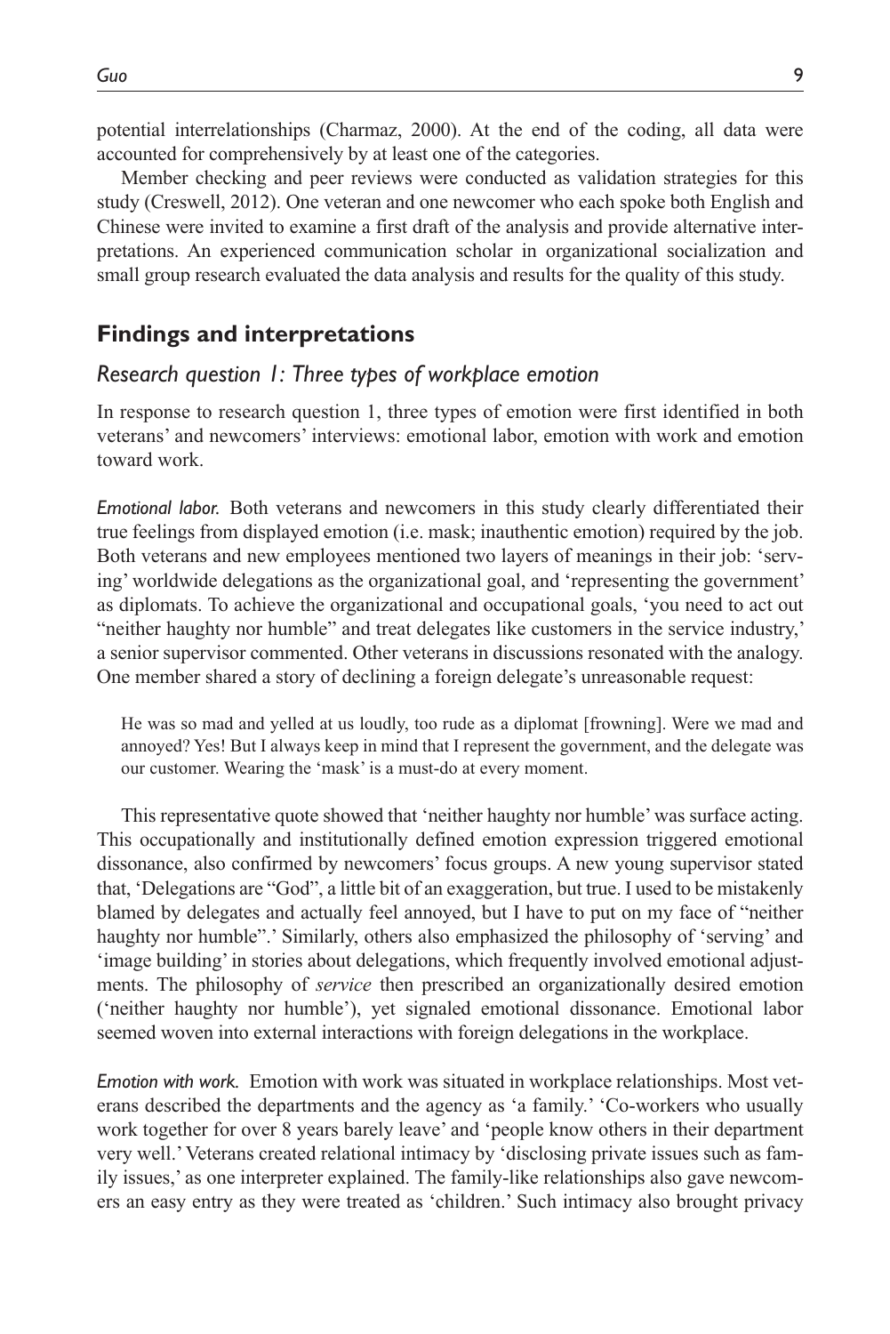potential interrelationships (Charmaz, 2000). At the end of the coding, all data were accounted for comprehensively by at least one of the categories.

Member checking and peer reviews were conducted as validation strategies for this study (Creswell, 2012). One veteran and one newcomer who each spoke both English and Chinese were invited to examine a first draft of the analysis and provide alternative interpretations. An experienced communication scholar in organizational socialization and small group research evaluated the data analysis and results for the quality of this study.

## Findings and interpretations

### *Research question 1: Three types of workplace emotion*

In response to research question 1, three types of emotion were first identified in both veterans' and newcomers' interviews: emotional labor, emotion with work and emotion toward work.

*Emotional labor.* Both veterans and newcomers in this study clearly differentiated their true feelings from displayed emotion (i.e. mask; inauthentic emotion) required by the job. Both veterans and new employees mentioned two layers of meanings in their job: 'serving' worldwide delegations as the organizational goal, and 'representing the government' as diplomats. To achieve the organizational and occupational goals, 'you need to act out "neither haughty nor humble" and treat delegates like customers in the service industry,' a senior supervisor commented. Other veterans in discussions resonated with the analogy. One member shared a story of declining a foreign delegate's unreasonable request:

> He was so mad and yelled at us loudly, too rude as a diplomat [frowning]. Were we mad and annoyed? Yes! But I always keep in mind that I represent the government, and the delegate was our customer. Wearing the 'mask' is a must-do at every moment.

This representative quote showed that 'neither haughty nor humble' was surface acting. This occupationally and institutionally defined emotion expression triggered emotional dissonance, also confirmed by newcomers' focus groups. A new young supervisor stated that, 'Delegations are "God", a little bit of an exaggeration, but true. I used to be mistakenly blamed by delegates and actually feel annoyed, but I have to put on my face of "neither haughty nor humble".' Similarly, others also emphasized the philosophy of 'serving' and 'image building' in stories about delegations, which frequently involved emotional adjustments. The philosophy of *service* then prescribed an organizationally desired emotion ('neither haughty nor humble'), yet signaled emotional dissonance. Emotional labor seemed woven into external interactions with foreign delegations in the workplace.

*Emotion with work.* Emotion with work was situated in workplace relationships. Most veterans described the departments and the agency as 'a family.' 'Co-workers who usually work together for over 8 years barely leave' and 'people know others in their department very well.' Veterans created relational intimacy by 'disclosing private issues such as family issues,' as one interpreter explained. The family-like relationships also gave newcomers an easy entry as they were treated as 'children.' Such intimacy also brought privacy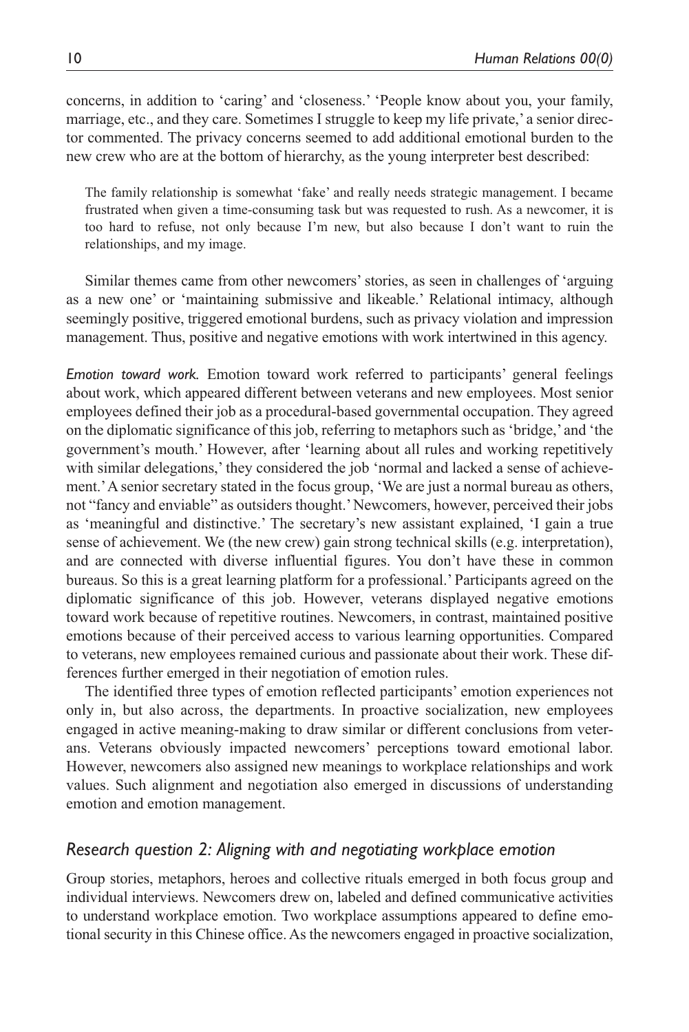concerns, in addition to 'caring' and 'closeness.' 'People know about you, your family, marriage, etc., and they care. Sometimes I struggle to keep my life private,' a senior director commented. The privacy concerns seemed to add additional emotional burden to the new crew who are at the bottom of hierarchy, as the young interpreter best described:

> The family relationship is somewhat 'fake' and really needs strategic management. I became frustrated when given a time-consuming task but was requested to rush. As a newcomer, it is too hard to refuse, not only because I'm new, but also because I don't want to ruin the relationships, and my image.

Similar themes came from other newcomers' stories, as seen in challenges of 'arguing as a new one' or 'maintaining submissive and likeable.' Relational intimacy, although seemingly positive, triggered emotional burdens, such as privacy violation and impression management. Thus, positive and negative emotions with work intertwined in this agency.

*Emotion toward work.* Emotion toward work referred to participants' general feelings about work, which appeared different between veterans and new employees. Most senior employees defined their job as a procedural-based governmental occupation. They agreed on the diplomatic significance of this job, referring to metaphors such as 'bridge,' and 'the government's mouth.' However, after 'learning about all rules and working repetitively with similar delegations,' they considered the job 'normal and lacked a sense of achievement.' A senior secretary stated in the focus group, 'We are just a normal bureau as others, not "fancy and enviable" as outsiders thought.' Newcomers, however, perceived their jobs as 'meaningful and distinctive.' The secretary's new assistant explained, 'I gain a true sense of achievement. We (the new crew) gain strong technical skills (e.g. interpretation), and are connected with diverse influential figures. You don't have these in common bureaus. So this is a great learning platform for a professional.' Participants agreed on the diplomatic significance of this job. However, veterans displayed negative emotions toward work because of repetitive routines. Newcomers, in contrast, maintained positive emotions because of their perceived access to various learning opportunities. Compared to veterans, new employees remained curious and passionate about their work. These differences further emerged in their negotiation of emotion rules.

The identified three types of emotion reflected participants' emotion experiences not only in, but also across, the departments. In proactive socialization, new employees engaged in active meaning-making to draw similar or different conclusions from veterans. Veterans obviously impacted newcomers' perceptions toward emotional labor. However, newcomers also assigned new meanings to workplace relationships and work values. Such alignment and negotiation also emerged in discussions of understanding emotion and emotion management.

## *Research question 2: Aligning with and negotiating workplace emotion*

Group stories, metaphors, heroes and collective rituals emerged in both focus group and individual interviews. Newcomers drew on, labeled and defined communicative activities to understand workplace emotion. Two workplace assumptions appeared to define emotional security in this Chinese office. As the newcomers engaged in proactive socialization,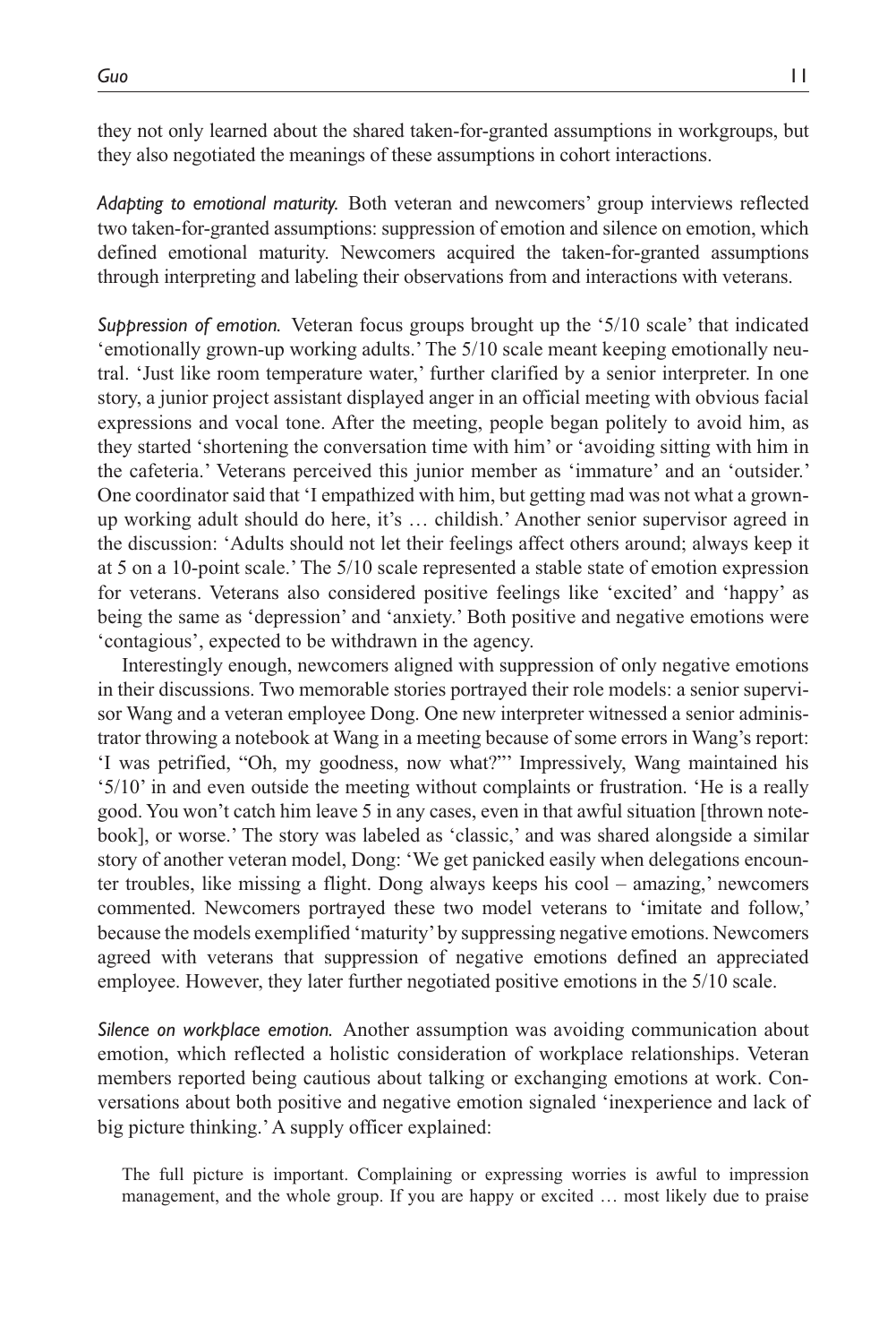they not only learned about the shared taken-for-granted assumptions in workgroups, but they also negotiated the meanings of these assumptions in cohort interactions.

*Adapting to emotional maturity.* Both veteran and newcomers' group interviews reflected two taken-for-granted assumptions: suppression of emotion and silence on emotion, which defined emotional maturity. Newcomers acquired the taken-for-granted assumptions through interpreting and labeling their observations from and interactions with veterans.

*Suppression of emotion.* Veteran focus groups brought up the '5/10 scale' that indicated 'emotionally grown-up working adults.' The 5/10 scale meant keeping emotionally neutral. 'Just like room temperature water,' further clarified by a senior interpreter. In one story, a junior project assistant displayed anger in an official meeting with obvious facial expressions and vocal tone. After the meeting, people began politely to avoid him, as they started 'shortening the conversation time with him' or 'avoiding sitting with him in the cafeteria.' Veterans perceived this junior member as 'immature' and an 'outsider.' One coordinator said that 'I empathized with him, but getting mad was not what a grown-up working adult should do here, it's … childish.' Another senior supervisor agreed in the discussion: 'Adults should not let their feelings affect others around; always keep it at 5 on a 10-point scale.' The 5/10 scale represented a stable state of emotion expression for veterans. Veterans also considered positive feelings like 'excited' and 'happy' as being the same as 'depression' and 'anxiety.' Both positive and negative emotions were 'contagious', expected to be withdrawn in the agency.

Interestingly enough, newcomers aligned with suppression of only negative emotions in their discussions. Two memorable stories portrayed their role models: a senior supervisor Wang and a veteran employee Dong. One new interpreter witnessed a senior administrator throwing a notebook at Wang in a meeting because of some errors in Wang's report: 'I was petrified, "Oh, my goodness, now what?"' Impressively, Wang maintained his '5/10' in and even outside the meeting without complaints or frustration. 'He is a really good. You won't catch him leave 5 in any cases, even in that awful situation [thrown notebook], or worse.' The story was labeled as 'classic,' and was shared alongside a similar story of another veteran model, Dong: 'We get panicked easily when delegations encounter troubles, like missing a flight. Dong always keeps his cool – amazing,' newcomers commented. Newcomers portrayed these two model veterans to 'imitate and follow,' because the models exemplified 'maturity' by suppressing negative emotions. Newcomers agreed with veterans that suppression of negative emotions defined an appreciated employee. However, they later further negotiated positive emotions in the 5/10 scale.

*Silence on workplace emotion.* Another assumption was avoiding communication about emotion, which reflected a holistic consideration of workplace relationships. Veteran members reported being cautious about talking or exchanging emotions at work. Conversations about both positive and negative emotion signaled 'inexperience and lack of big picture thinking.' A supply officer explained:

> The full picture is important. Complaining or expressing worries is awful to impression management, and the whole group. If you are happy or excited … most likely due to praise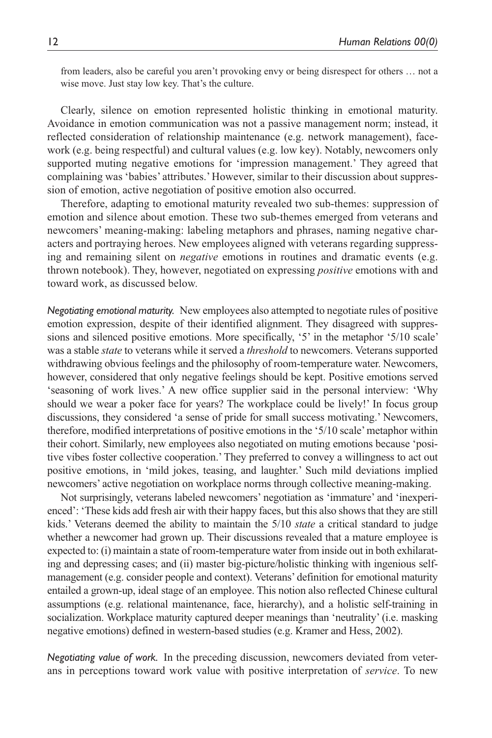from leaders, also be careful you aren't provoking envy or being disrespect for others … not a wise move. Just stay low key. That's the culture.

Clearly, silence on emotion represented holistic thinking in emotional maturity. Avoidance in emotion communication was not a passive management norm; instead, it reflected consideration of relationship maintenance (e.g. network management), face-work (e.g. being respectful) and cultural values (e.g. low key). Notably, newcomers only supported muting negative emotions for 'impression management.' They agreed that complaining was 'babies' attributes.' However, similar to their discussion about suppression of emotion, active negotiation of positive emotion also occurred.

Therefore, adapting to emotional maturity revealed two sub-themes: suppression of emotion and silence about emotion. These two sub-themes emerged from veterans and newcomers' meaning-making: labeling metaphors and phrases, naming negative characters and portraying heroes. New employees aligned with veterans regarding suppressing and remaining silent on *negative* emotions in routines and dramatic events (e.g. thrown notebook). They, however, negotiated on expressing *positive* emotions with and toward work, as discussed below.

*Negotiating emotional maturity.* New employees also attempted to negotiate rules of positive emotion expression, despite of their identified alignment. They disagreed with suppressions and silenced positive emotions. More specifically, '5' in the metaphor '5/10 scale' was a stable *state* to veterans while it served a *threshold* to newcomers. Veterans supported withdrawing obvious feelings and the philosophy of room-temperature water. Newcomers, however, considered that only negative feelings should be kept. Positive emotions served 'seasoning of work lives.' A new office supplier said in the personal interview: 'Why should we wear a poker face for years? The workplace could be lively!' In focus group discussions, they considered 'a sense of pride for small success motivating.' Newcomers, therefore, modified interpretations of positive emotions in the '5/10 scale' metaphor within their cohort. Similarly, new employees also negotiated on muting emotions because 'positive vibes foster collective cooperation.' They preferred to convey a willingness to act out positive emotions, in 'mild jokes, teasing, and laughter.' Such mild deviations implied newcomers' active negotiation on workplace norms through collective meaning-making.

Not surprisingly, veterans labeled newcomers' negotiation as 'immature' and 'inexperienced': 'These kids add fresh air with their happy faces, but this also shows that they are still kids.' Veterans deemed the ability to maintain the 5/10 *state* a critical standard to judge whether a newcomer had grown up. Their discussions revealed that a mature employee is expected to: (i) maintain a state of room-temperature water from inside out in both exhilarating and depressing cases; and (ii) master big-picture/holistic thinking with ingenious self-management (e.g. consider people and context). Veterans' definition for emotional maturity entailed a grown-up, ideal stage of an employee. This notion also reflected Chinese cultural assumptions (e.g. relational maintenance, face, hierarchy), and a holistic self-training in socialization. Workplace maturity captured deeper meanings than 'neutrality' (i.e. masking negative emotions) defined in western-based studies (e.g. Kramer and Hess, 2002).

*Negotiating value of work.* In the preceding discussion, newcomers deviated from veterans in perceptions toward work value with positive interpretation of *service*. To new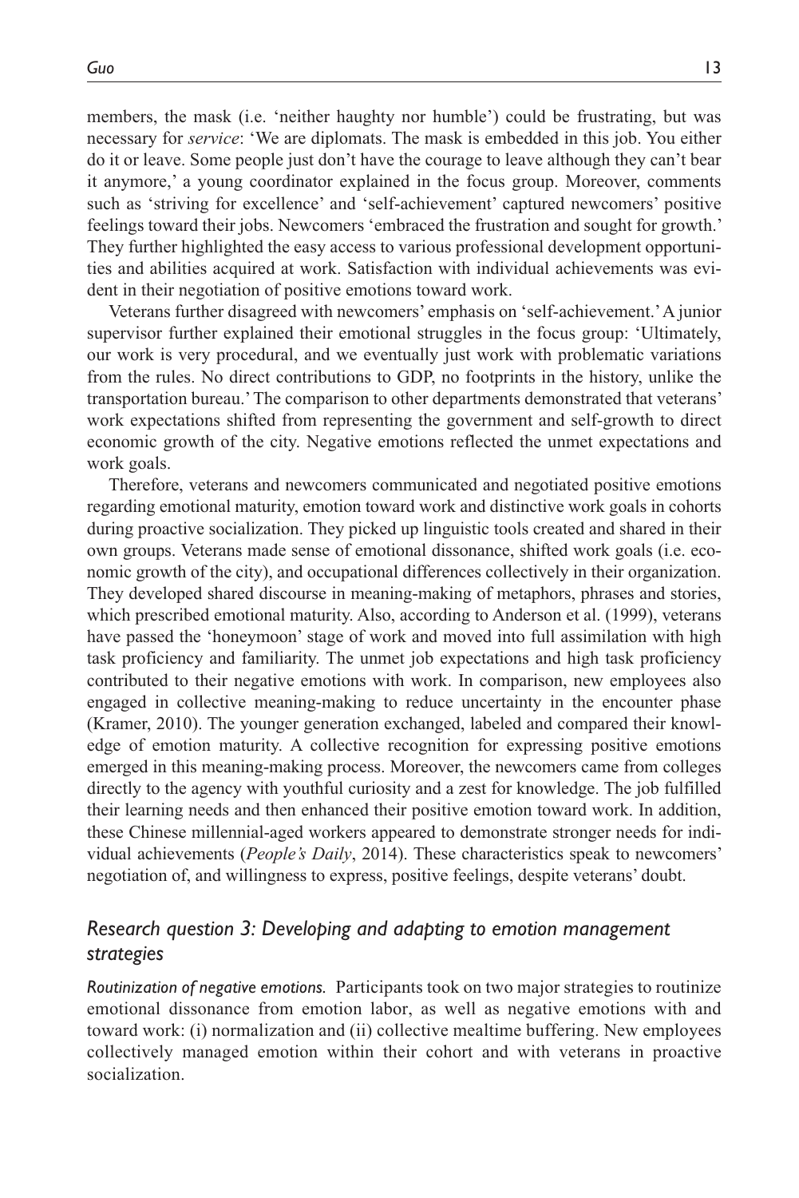members, the mask (i.e. 'neither haughty nor humble') could be frustrating, but was necessary for *service*: 'We are diplomats. The mask is embedded in this job. You either do it or leave. Some people just don't have the courage to leave although they can't bear it anymore,' a young coordinator explained in the focus group. Moreover, comments such as 'striving for excellence' and 'self-achievement' captured newcomers' positive feelings toward their jobs. Newcomers 'embraced the frustration and sought for growth.' They further highlighted the easy access to various professional development opportunities and abilities acquired at work. Satisfaction with individual achievements was evident in their negotiation of positive emotions toward work.

Veterans further disagreed with newcomers' emphasis on 'self-achievement.' A junior supervisor further explained their emotional struggles in the focus group: 'Ultimately, our work is very procedural, and we eventually just work with problematic variations from the rules. No direct contributions to GDP, no footprints in the history, unlike the transportation bureau.' The comparison to other departments demonstrated that veterans' work expectations shifted from representing the government and self-growth to direct economic growth of the city. Negative emotions reflected the unmet expectations and work goals.

Therefore, veterans and newcomers communicated and negotiated positive emotions regarding emotional maturity, emotion toward work and distinctive work goals in cohorts during proactive socialization. They picked up linguistic tools created and shared in their own groups. Veterans made sense of emotional dissonance, shifted work goals (i.e. economic growth of the city), and occupational differences collectively in their organization. They developed shared discourse in meaning-making of metaphors, phrases and stories, which prescribed emotional maturity. Also, according to Anderson et al. (1999), veterans have passed the 'honeymoon' stage of work and moved into full assimilation with high task proficiency and familiarity. The unmet job expectations and high task proficiency contributed to their negative emotions with work. In comparison, new employees also engaged in collective meaning-making to reduce uncertainty in the encounter phase (Kramer, 2010). The younger generation exchanged, labeled and compared their knowledge of emotion maturity. A collective recognition for expressing positive emotions emerged in this meaning-making process. Moreover, the newcomers came from colleges directly to the agency with youthful curiosity and a zest for knowledge. The job fulfilled their learning needs and then enhanced their positive emotion toward work. In addition, these Chinese millennial-aged workers appeared to demonstrate stronger needs for individual achievements (*People's Daily*, 2014). These characteristics speak to newcomers' negotiation of, and willingness to express, positive feelings, despite veterans' doubt.

## *Research question 3: Developing and adapting to emotion management strategies*

*Routinization of negative emotions.* Participants took on two major strategies to routinize emotional dissonance from emotion labor, as well as negative emotions with and toward work: (i) normalization and (ii) collective mealtime buffering. New employees collectively managed emotion within their cohort and with veterans in proactive socialization.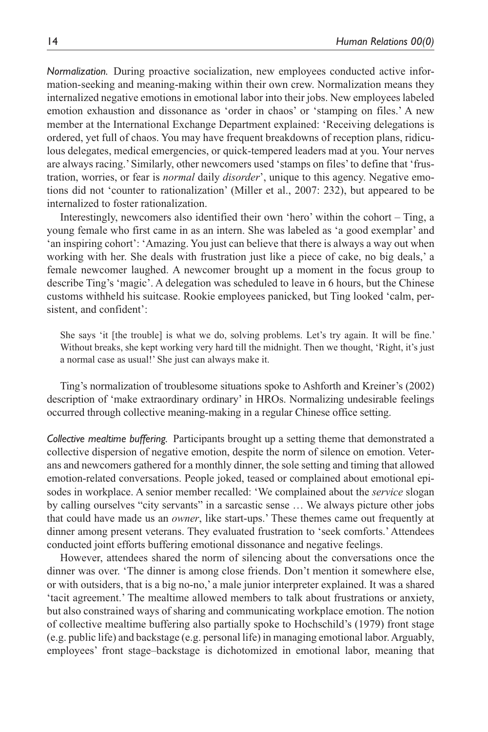*Normalization.* During proactive socialization, new employees conducted active information-seeking and meaning-making within their own crew. Normalization means they internalized negative emotions in emotional labor into their jobs. New employees labeled emotion exhaustion and dissonance as 'order in chaos' or 'stamping on files.' A new member at the International Exchange Department explained: 'Receiving delegations is ordered, yet full of chaos. You may have frequent breakdowns of reception plans, ridiculous delegates, medical emergencies, or quick-tempered leaders mad at you. Your nerves are always racing.' Similarly, other newcomers used 'stamps on files' to define that 'frustration, worries, or fear is *normal* daily *disorder*', unique to this agency. Negative emotions did not 'counter to rationalization' (Miller et al., 2007: 232), but appeared to be internalized to foster rationalization.

Interestingly, newcomers also identified their own 'hero' within the cohort – Ting, a young female who first came in as an intern. She was labeled as 'a good exemplar' and 'an inspiring cohort': 'Amazing. You just can believe that there is always a way out when working with her. She deals with frustration just like a piece of cake, no big deals,' a female newcomer laughed. A newcomer brought up a moment in the focus group to describe Ting's 'magic'. A delegation was scheduled to leave in 6 hours, but the Chinese customs withheld his suitcase. Rookie employees panicked, but Ting looked 'calm, persistent, and confident':

> She says 'it [the trouble] is what we do, solving problems. Let's try again. It will be fine.' Without breaks, she kept working very hard till the midnight. Then we thought, 'Right, it's just a normal case as usual!' She just can always make it.

Ting's normalization of troublesome situations spoke to Ashforth and Kreiner's (2002) description of 'make extraordinary ordinary' in HROs. Normalizing undesirable feelings occurred through collective meaning-making in a regular Chinese office setting.

*Collective mealtime buffering.* Participants brought up a setting theme that demonstrated a collective dispersion of negative emotion, despite the norm of silence on emotion. Veterans and newcomers gathered for a monthly dinner, the sole setting and timing that allowed emotion-related conversations. People joked, teased or complained about emotional episodes in workplace. A senior member recalled: 'We complained about the *service* slogan by calling ourselves "city servants" in a sarcastic sense … We always picture other jobs that could have made us an *owner*, like start-ups.' These themes came out frequently at dinner among present veterans. They evaluated frustration to 'seek comforts.' Attendees conducted joint efforts buffering emotional dissonance and negative feelings.

However, attendees shared the norm of silencing about the conversations once the dinner was over. 'The dinner is among close friends. Don't mention it somewhere else, or with outsiders, that is a big no-no,' a male junior interpreter explained. It was a shared 'tacit agreement.' The mealtime allowed members to talk about frustrations or anxiety, but also constrained ways of sharing and communicating workplace emotion. The notion of collective mealtime buffering also partially spoke to Hochschild's (1979) front stage (e.g. public life) and backstage (e.g. personal life) in managing emotional labor. Arguably, employees' front stage–backstage is dichotomized in emotional labor, meaning that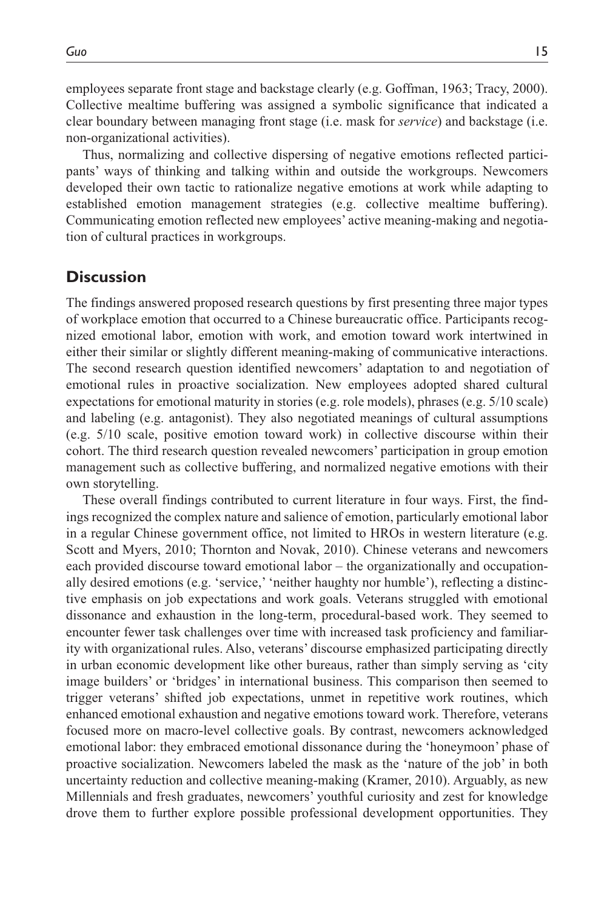employees separate front stage and backstage clearly (e.g. Goffman, 1963; Tracy, 2000). Collective mealtime buffering was assigned a symbolic significance that indicated a clear boundary between managing front stage (i.e. mask for *service*) and backstage (i.e. non-organizational activities).

Thus, normalizing and collective dispersing of negative emotions reflected participants' ways of thinking and talking within and outside the workgroups. Newcomers developed their own tactic to rationalize negative emotions at work while adapting to established emotion management strategies (e.g. collective mealtime buffering). Communicating emotion reflected new employees' active meaning-making and negotiation of cultural practices in workgroups.

## Discussion

The findings answered proposed research questions by first presenting three major types of workplace emotion that occurred to a Chinese bureaucratic office. Participants recognized emotional labor, emotion with work, and emotion toward work intertwined in either their similar or slightly different meaning-making of communicative interactions. The second research question identified newcomers' adaptation to and negotiation of emotional rules in proactive socialization. New employees adopted shared cultural expectations for emotional maturity in stories (e.g. role models), phrases (e.g. 5/10 scale) and labeling (e.g. antagonist). They also negotiated meanings of cultural assumptions (e.g. 5/10 scale, positive emotion toward work) in collective discourse within their cohort. The third research question revealed newcomers' participation in group emotion management such as collective buffering, and normalized negative emotions with their own storytelling.

These overall findings contributed to current literature in four ways. First, the findings recognized the complex nature and salience of emotion, particularly emotional labor in a regular Chinese government office, not limited to HROs in western literature (e.g. Scott and Myers, 2010; Thornton and Novak, 2010). Chinese veterans and newcomers each provided discourse toward emotional labor – the organizationally and occupationally desired emotions (e.g. 'service,' 'neither haughty nor humble'), reflecting a distinctive emphasis on job expectations and work goals. Veterans struggled with emotional dissonance and exhaustion in the long-term, procedural-based work. They seemed to encounter fewer task challenges over time with increased task proficiency and familiarity with organizational rules. Also, veterans' discourse emphasized participating directly in urban economic development like other bureaus, rather than simply serving as 'city image builders' or 'bridges' in international business. This comparison then seemed to trigger veterans' shifted job expectations, unmet in repetitive work routines, which enhanced emotional exhaustion and negative emotions toward work. Therefore, veterans focused more on macro-level collective goals. By contrast, newcomers acknowledged emotional labor: they embraced emotional dissonance during the 'honeymoon' phase of proactive socialization. Newcomers labeled the mask as the 'nature of the job' in both uncertainty reduction and collective meaning-making (Kramer, 2010). Arguably, as new Millennials and fresh graduates, newcomers' youthful curiosity and zest for knowledge drove them to further explore possible professional development opportunities. They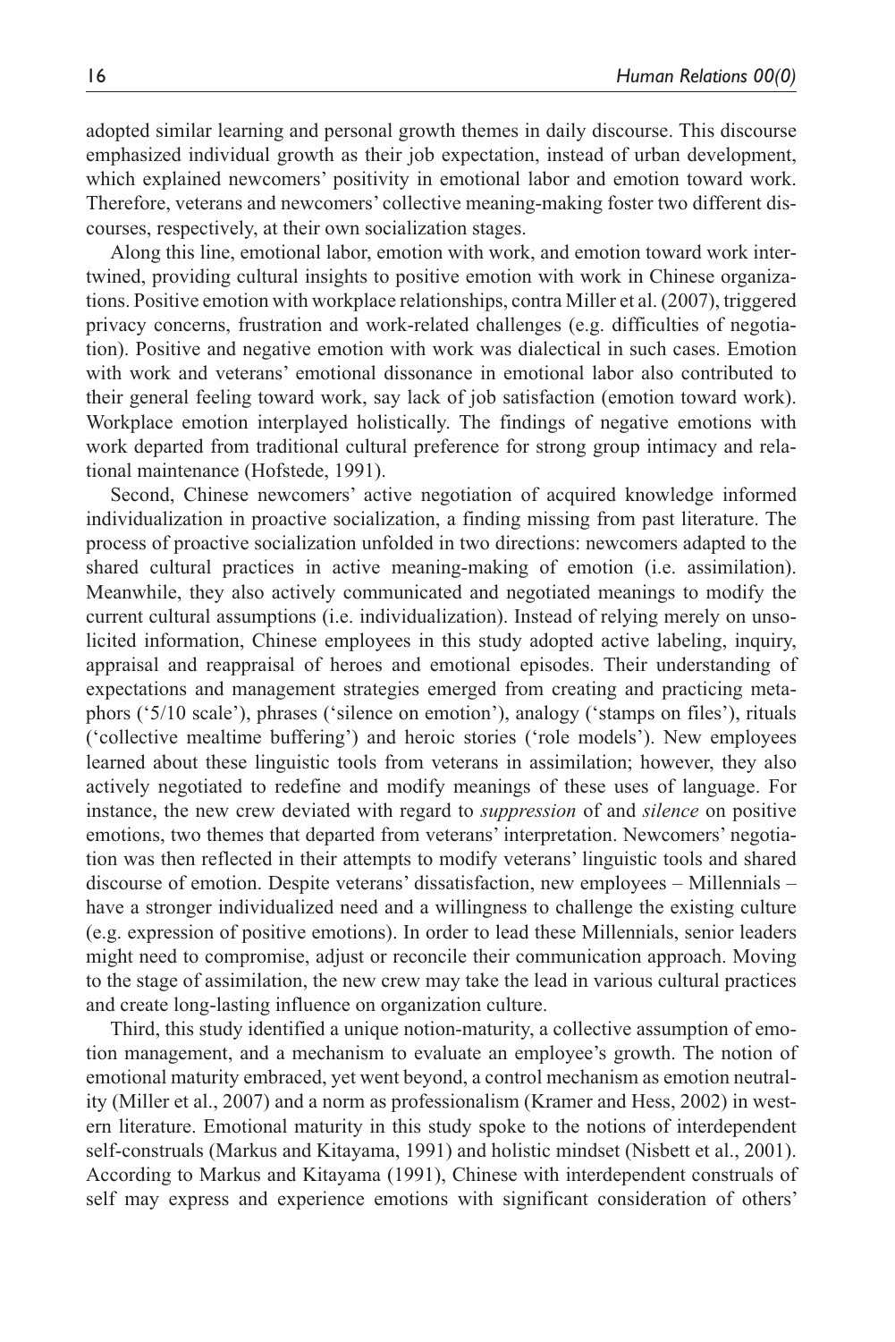adopted similar learning and personal growth themes in daily discourse. This discourse emphasized individual growth as their job expectation, instead of urban development, which explained newcomers' positivity in emotional labor and emotion toward work. Therefore, veterans and newcomers' collective meaning-making foster two different discourses, respectively, at their own socialization stages.

Along this line, emotional labor, emotion with work, and emotion toward work intertwined, providing cultural insights to positive emotion with work in Chinese organizations. Positive emotion with workplace relationships, contra Miller et al. (2007), triggered privacy concerns, frustration and work-related challenges (e.g. difficulties of negotiation). Positive and negative emotion with work was dialectical in such cases. Emotion with work and veterans' emotional dissonance in emotional labor also contributed to their general feeling toward work, say lack of job satisfaction (emotion toward work). Workplace emotion interplayed holistically. The findings of negative emotions with work departed from traditional cultural preference for strong group intimacy and relational maintenance (Hofstede, 1991).

Second, Chinese newcomers' active negotiation of acquired knowledge informed individualization in proactive socialization, a finding missing from past literature. The process of proactive socialization unfolded in two directions: newcomers adapted to the shared cultural practices in active meaning-making of emotion (i.e. assimilation). Meanwhile, they also actively communicated and negotiated meanings to modify the current cultural assumptions (i.e. individualization). Instead of relying merely on unsolicited information, Chinese employees in this study adopted active labeling, inquiry, appraisal and reappraisal of heroes and emotional episodes. Their understanding of expectations and management strategies emerged from creating and practicing metaphors ('5/10 scale'), phrases ('silence on emotion'), analogy ('stamps on files'), rituals ('collective mealtime buffering') and heroic stories ('role models'). New employees learned about these linguistic tools from veterans in assimilation; however, they also actively negotiated to redefine and modify meanings of these uses of language. For instance, the new crew deviated with regard to *suppression* of and *silence* on positive emotions, two themes that departed from veterans' interpretation. Newcomers' negotiation was then reflected in their attempts to modify veterans' linguistic tools and shared discourse of emotion. Despite veterans' dissatisfaction, new employees – Millennials – have a stronger individualized need and a willingness to challenge the existing culture (e.g. expression of positive emotions). In order to lead these Millennials, senior leaders might need to compromise, adjust or reconcile their communication approach. Moving to the stage of assimilation, the new crew may take the lead in various cultural practices and create long-lasting influence on organization culture.

Third, this study identified a unique notion-maturity, a collective assumption of emotion management, and a mechanism to evaluate an employee's growth. The notion of emotional maturity embraced, yet went beyond, a control mechanism as emotion neutrality (Miller et al., 2007) and a norm as professionalism (Kramer and Hess, 2002) in western literature. Emotional maturity in this study spoke to the notions of interdependent self-construals (Markus and Kitayama, 1991) and holistic mindset (Nisbett et al., 2001). According to Markus and Kitayama (1991), Chinese with interdependent construals of self may express and experience emotions with significant consideration of others'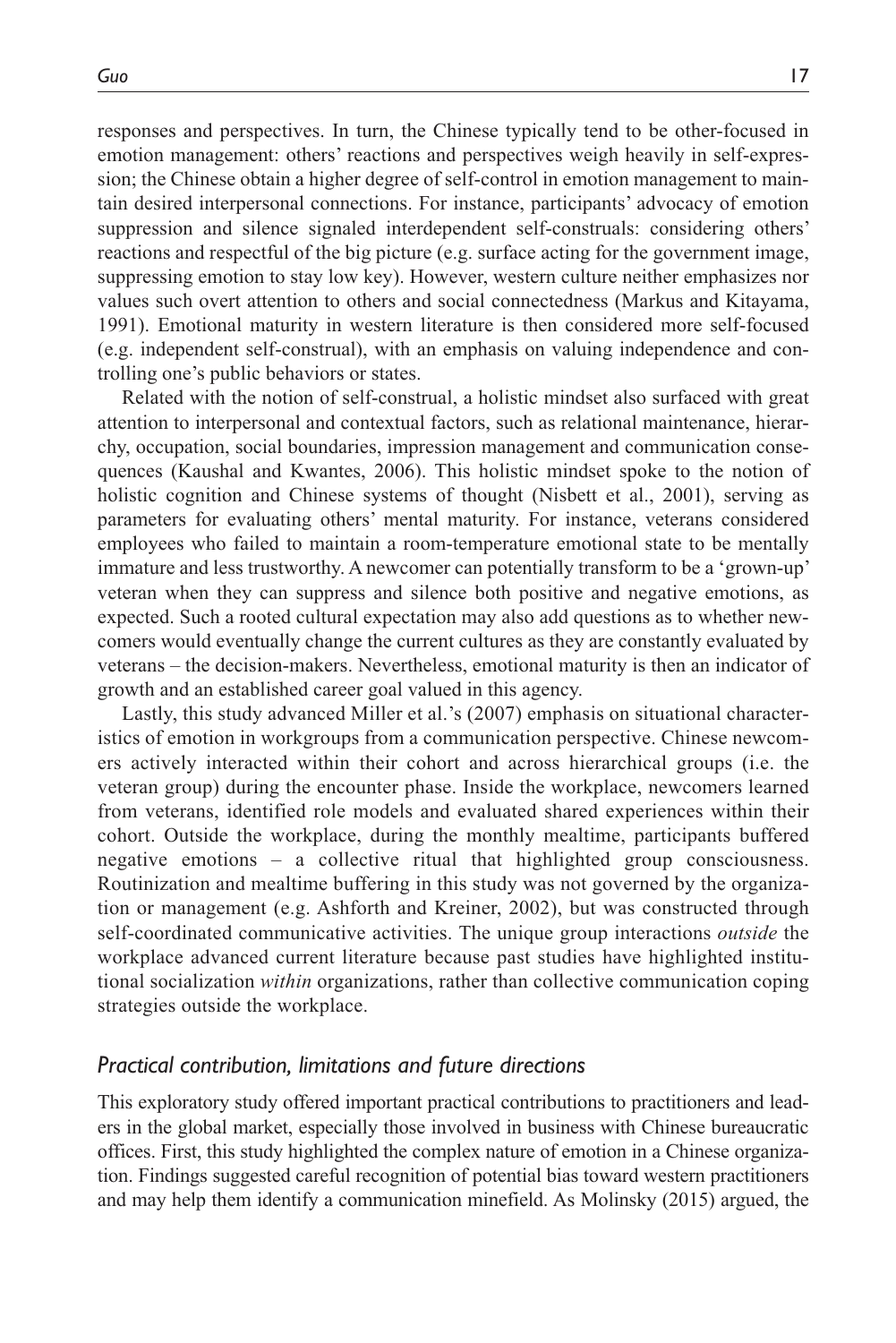responses and perspectives. In turn, the Chinese typically tend to be other-focused in emotion management: others' reactions and perspectives weigh heavily in self-expression; the Chinese obtain a higher degree of self-control in emotion management to maintain desired interpersonal connections. For instance, participants' advocacy of emotion suppression and silence signaled interdependent self-construals: considering others' reactions and respectful of the big picture (e.g. surface acting for the government image, suppressing emotion to stay low key). However, western culture neither emphasizes nor values such overt attention to others and social connectedness (Markus and Kitayama, 1991). Emotional maturity in western literature is then considered more self-focused (e.g. independent self-construal), with an emphasis on valuing independence and controlling one's public behaviors or states.

Related with the notion of self-construal, a holistic mindset also surfaced with great attention to interpersonal and contextual factors, such as relational maintenance, hierarchy, occupation, social boundaries, impression management and communication consequences (Kaushal and Kwantes, 2006). This holistic mindset spoke to the notion of holistic cognition and Chinese systems of thought (Nisbett et al., 2001), serving as parameters for evaluating others' mental maturity. For instance, veterans considered employees who failed to maintain a room-temperature emotional state to be mentally immature and less trustworthy. A newcomer can potentially transform to be a 'grown-up' veteran when they can suppress and silence both positive and negative emotions, as expected. Such a rooted cultural expectation may also add questions as to whether newcomers would eventually change the current cultures as they are constantly evaluated by veterans – the decision-makers. Nevertheless, emotional maturity is then an indicator of growth and an established career goal valued in this agency.

Lastly, this study advanced Miller et al.'s (2007) emphasis on situational characteristics of emotion in workgroups from a communication perspective. Chinese newcomers actively interacted within their cohort and across hierarchical groups (i.e. the veteran group) during the encounter phase. Inside the workplace, newcomers learned from veterans, identified role models and evaluated shared experiences within their cohort. Outside the workplace, during the monthly mealtime, participants buffered negative emotions – a collective ritual that highlighted group consciousness. Routinization and mealtime buffering in this study was not governed by the organization or management (e.g. Ashforth and Kreiner, 2002), but was constructed through self-coordinated communicative activities. The unique group interactions *outside* the workplace advanced current literature because past studies have highlighted institutional socialization *within* organizations, rather than collective communication coping strategies outside the workplace.

### *Practical contribution, limitations and future directions*

This exploratory study offered important practical contributions to practitioners and leaders in the global market, especially those involved in business with Chinese bureaucratic offices. First, this study highlighted the complex nature of emotion in a Chinese organization. Findings suggested careful recognition of potential bias toward western practitioners and may help them identify a communication minefield. As Molinsky (2015) argued, the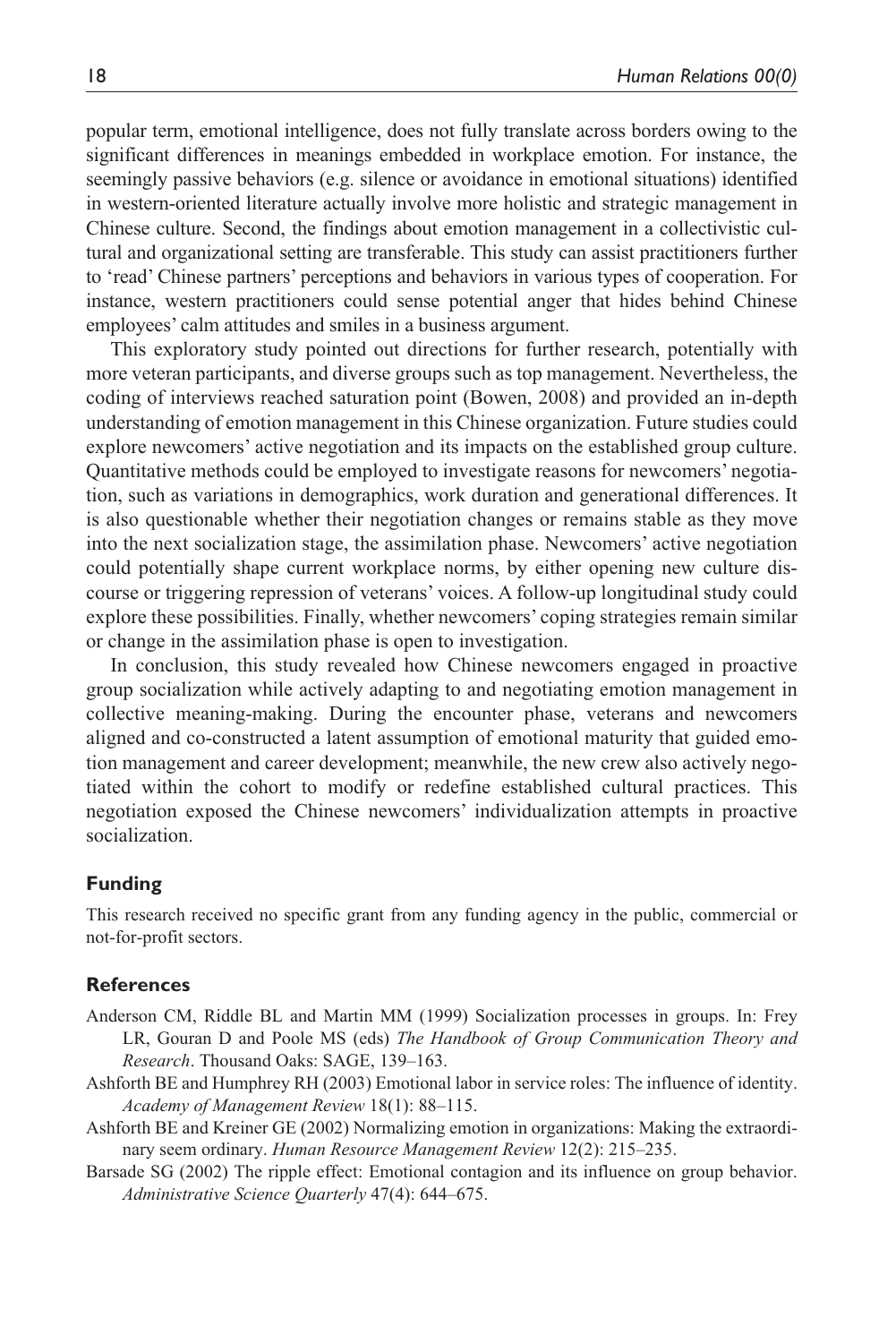popular term, emotional intelligence, does not fully translate across borders owing to the significant differences in meanings embedded in workplace emotion. For instance, the seemingly passive behaviors (e.g. silence or avoidance in emotional situations) identified in western-oriented literature actually involve more holistic and strategic management in Chinese culture. Second, the findings about emotion management in a collectivistic cultural and organizational setting are transferable. This study can assist practitioners further to 'read' Chinese partners' perceptions and behaviors in various types of cooperation. For instance, western practitioners could sense potential anger that hides behind Chinese employees' calm attitudes and smiles in a business argument.

This exploratory study pointed out directions for further research, potentially with more veteran participants, and diverse groups such as top management. Nevertheless, the coding of interviews reached saturation point (Bowen, 2008) and provided an in-depth understanding of emotion management in this Chinese organization. Future studies could explore newcomers' active negotiation and its impacts on the established group culture. Quantitative methods could be employed to investigate reasons for newcomers' negotiation, such as variations in demographics, work duration and generational differences. It is also questionable whether their negotiation changes or remains stable as they move into the next socialization stage, the assimilation phase. Newcomers' active negotiation could potentially shape current workplace norms, by either opening new culture discourse or triggering repression of veterans' voices. A follow-up longitudinal study could explore these possibilities. Finally, whether newcomers' coping strategies remain similar or change in the assimilation phase is open to investigation.

In conclusion, this study revealed how Chinese newcomers engaged in proactive group socialization while actively adapting to and negotiating emotion management in collective meaning-making. During the encounter phase, veterans and newcomers aligned and co-constructed a latent assumption of emotional maturity that guided emotion management and career development; meanwhile, the new crew also actively negotiated within the cohort to modify or redefine established cultural practices. This negotiation exposed the Chinese newcomers' individualization attempts in proactive socialization.

## Funding

This research received no specific grant from any funding agency in the public, commercial or not-for-profit sectors.

## References

Anderson CM, Riddle BL and Martin MM (1999) Socialization processes in groups. In: Frey LR, Gouran D and Poole MS (eds) *The Handbook of Group Communication Theory and Research*. Thousand Oaks: SAGE, 139–163.

Ashforth BE and Humphrey RH (2003) Emotional labor in service roles: The influence of identity. *Academy of Management Review* 18(1): 88–115.

Ashforth BE and Kreiner GE (2002) Normalizing emotion in organizations: Making the extraordinary seem ordinary. *Human Resource Management Review* 12(2): 215–235.

Barsade SG (2002) The ripple effect: Emotional contagion and its influence on group behavior. *Administrative Science Quarterly* 47(4): 644–675.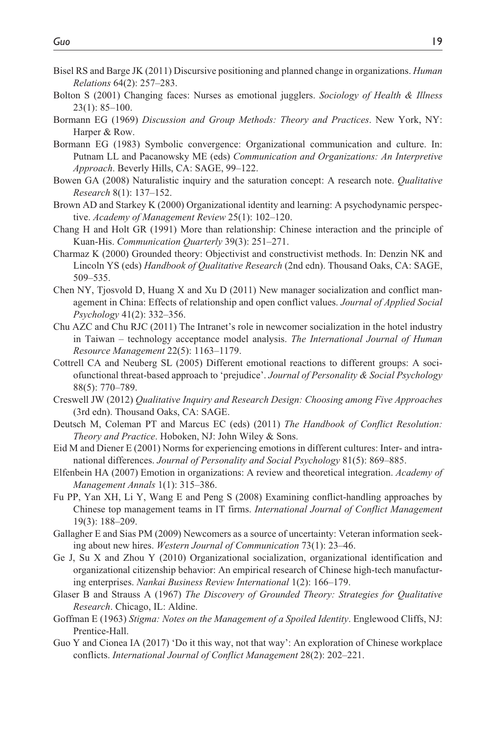Bisel RS and Barge JK (2011) Discursive positioning and planned change in organizations. *Human Relations* 64(2): 257–283.

Bolton S (2001) Changing faces: Nurses as emotional jugglers. *Sociology of Health & Illness* 23(1): 85–100.

Bormann EG (1969) *Discussion and Group Methods: Theory and Practices*. New York, NY: Harper & Row.

Bormann EG (1983) Symbolic convergence: Organizational communication and culture. In: Putnam LL and Pacanowsky ME (eds) *Communication and Organizations: An Interpretive Approach*. Beverly Hills, CA: SAGE, 99–122.

Bowen GA (2008) Naturalistic inquiry and the saturation concept: A research note. *Qualitative Research* 8(1): 137–152.

Brown AD and Starkey K (2000) Organizational identity and learning: A psychodynamic perspective. *Academy of Management Review* 25(1): 102–120.

Chang H and Holt GR (1991) More than relationship: Chinese interaction and the principle of Kuan-His. *Communication Quarterly* 39(3): 251–271.

Charmaz K (2000) Grounded theory: Objectivist and constructivist methods. In: Denzin NK and Lincoln YS (eds) *Handbook of Qualitative Research* (2nd edn). Thousand Oaks, CA: SAGE, 509–535.

Chen NY, Tjosvold D, Huang X and Xu D (2011) New manager socialization and conflict management in China: Effects of relationship and open conflict values. *Journal of Applied Social Psychology* 41(2): 332–356.

Chu AZC and Chu RJC (2011) The Intranet's role in newcomer socialization in the hotel industry in Taiwan – technology acceptance model analysis. *The International Journal of Human Resource Management* 22(5): 1163–1179.

Cottrell CA and Neuberg SL (2005) Different emotional reactions to different groups: A sociofunctional threat-based approach to 'prejudice'. *Journal of Personality & Social Psychology* 88(5): 770–789.

Creswell JW (2012) *Qualitative Inquiry and Research Design: Choosing among Five Approaches* (3rd edn). Thousand Oaks, CA: SAGE.

Deutsch M, Coleman PT and Marcus EC (eds) (2011) *The Handbook of Conflict Resolution: Theory and Practice*. Hoboken, NJ: John Wiley & Sons.

Eid M and Diener E (2001) Norms for experiencing emotions in different cultures: Inter- and intranational differences. *Journal of Personality and Social Psychology* 81(5): 869–885.

Elfenbein HA (2007) Emotion in organizations: A review and theoretical integration. *Academy of Management Annals* 1(1): 315–386.

Fu PP, Yan XH, Li Y, Wang E and Peng S (2008) Examining conflict-handling approaches by Chinese top management teams in IT firms. *International Journal of Conflict Management* 19(3): 188–209.

Gallagher E and Sias PM (2009) Newcomers as a source of uncertainty: Veteran information seeking about new hires. *Western Journal of Communication* 73(1): 23–46.

Ge J, Su X and Zhou Y (2010) Organizational socialization, organizational identification and organizational citizenship behavior: An empirical research of Chinese high-tech manufacturing enterprises. *Nankai Business Review International* 1(2): 166–179.

Glaser B and Strauss A (1967) *The Discovery of Grounded Theory: Strategies for Qualitative Research*. Chicago, IL: Aldine.

Goffman E (1963) *Stigma: Notes on the Management of a Spoiled Identity*. Englewood Cliffs, NJ: Prentice-Hall.

Guo Y and Cionea IA (2017) 'Do it this way, not that way': An exploration of Chinese workplace conflicts. *International Journal of Conflict Management* 28(2): 202–221.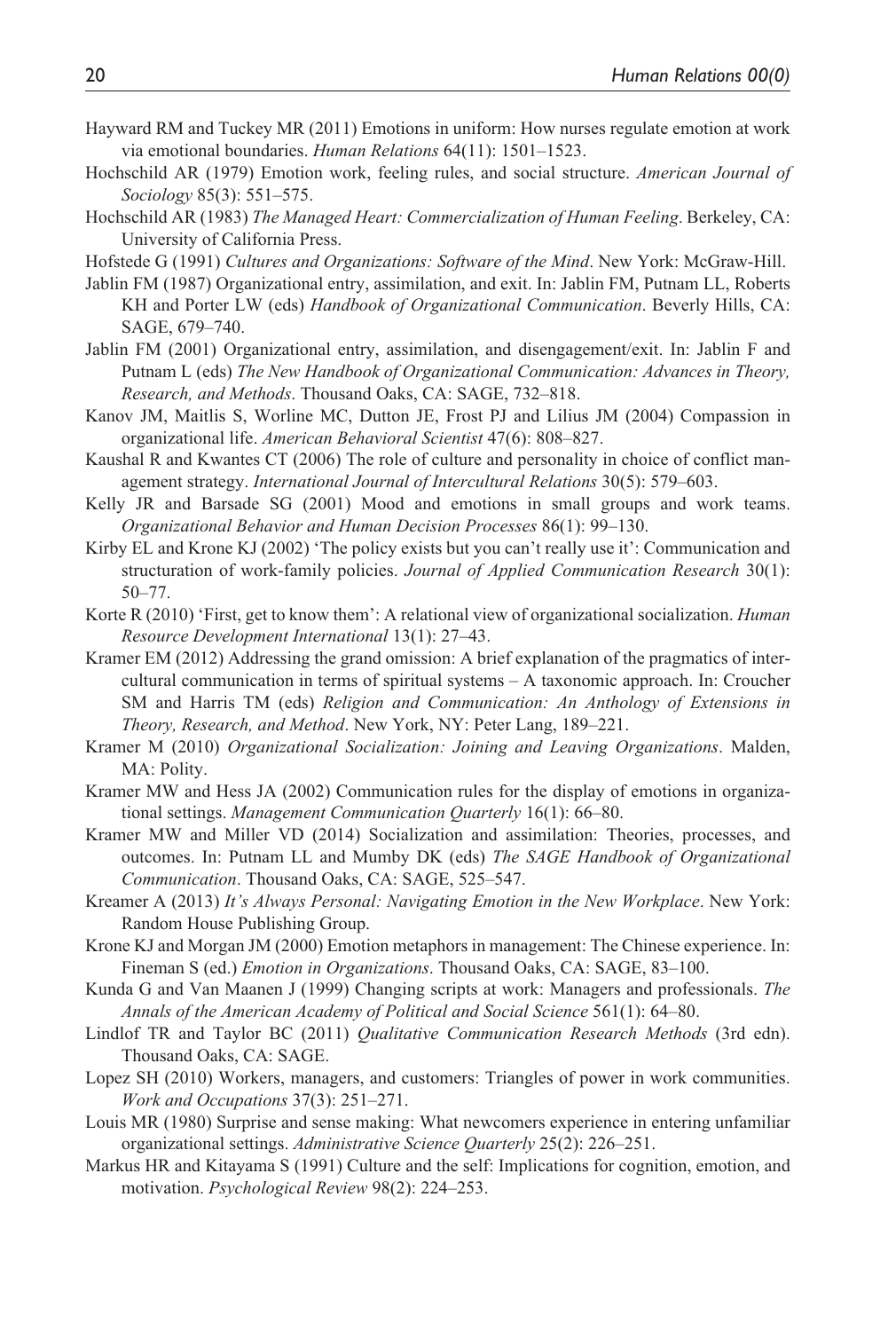Hayward RM and Tuckey MR (2011) Emotions in uniform: How nurses regulate emotion at work via emotional boundaries. *Human Relations* 64(11): 1501–1523.

Hochschild AR (1979) Emotion work, feeling rules, and social structure. *American Journal of Sociology* 85(3): 551–575.

Hochschild AR (1983) *The Managed Heart: Commercialization of Human Feeling*. Berkeley, CA: University of California Press.

Hofstede G (1991) *Cultures and Organizations: Software of the Mind*. New York: McGraw-Hill.

Jablin FM (1987) Organizational entry, assimilation, and exit. In: Jablin FM, Putnam LL, Roberts KH and Porter LW (eds) *Handbook of Organizational Communication*. Beverly Hills, CA: SAGE, 679–740.

Jablin FM (2001) Organizational entry, assimilation, and disengagement/exit. In: Jablin F and Putnam L (eds) *The New Handbook of Organizational Communication: Advances in Theory, Research, and Methods*. Thousand Oaks, CA: SAGE, 732–818.

Kanov JM, Maitlis S, Worline MC, Dutton JE, Frost PJ and Lilius JM (2004) Compassion in organizational life. *American Behavioral Scientist* 47(6): 808–827.

Kaushal R and Kwantes CT (2006) The role of culture and personality in choice of conflict management strategy. *International Journal of Intercultural Relations* 30(5): 579–603.

Kelly JR and Barsade SG (2001) Mood and emotions in small groups and work teams. *Organizational Behavior and Human Decision Processes* 86(1): 99–130.

Kirby EL and Krone KJ (2002) 'The policy exists but you can't really use it': Communication and structuration of work-family policies. *Journal of Applied Communication Research* 30(1): 50–77.

Korte R (2010) 'First, get to know them': A relational view of organizational socialization. *Human Resource Development International* 13(1): 27–43.

Kramer EM (2012) Addressing the grand omission: A brief explanation of the pragmatics of intercultural communication in terms of spiritual systems – A taxonomic approach. In: Croucher SM and Harris TM (eds) *Religion and Communication: An Anthology of Extensions in Theory, Research, and Method*. New York, NY: Peter Lang, 189–221.

Kramer M (2010) *Organizational Socialization: Joining and Leaving Organizations*. Malden, MA: Polity.

Kramer MW and Hess JA (2002) Communication rules for the display of emotions in organizational settings. *Management Communication Quarterly* 16(1): 66–80.

Kramer MW and Miller VD (2014) Socialization and assimilation: Theories, processes, and outcomes. In: Putnam LL and Mumby DK (eds) *The SAGE Handbook of Organizational Communication*. Thousand Oaks, CA: SAGE, 525–547.

Kreamer A (2013) *It's Always Personal: Navigating Emotion in the New Workplace*. New York: Random House Publishing Group.

Krone KJ and Morgan JM (2000) Emotion metaphors in management: The Chinese experience. In: Fineman S (ed.) *Emotion in Organizations*. Thousand Oaks, CA: SAGE, 83–100.

Kunda G and Van Maanen J (1999) Changing scripts at work: Managers and professionals. *The Annals of the American Academy of Political and Social Science* 561(1): 64–80.

Lindlof TR and Taylor BC (2011) *Qualitative Communication Research Methods* (3rd edn). Thousand Oaks, CA: SAGE.

Lopez SH (2010) Workers, managers, and customers: Triangles of power in work communities. *Work and Occupations* 37(3): 251–271.

Louis MR (1980) Surprise and sense making: What newcomers experience in entering unfamiliar organizational settings. *Administrative Science Quarterly* 25(2): 226–251.

Markus HR and Kitayama S (1991) Culture and the self: Implications for cognition, emotion, and motivation. *Psychological Review* 98(2): 224–253.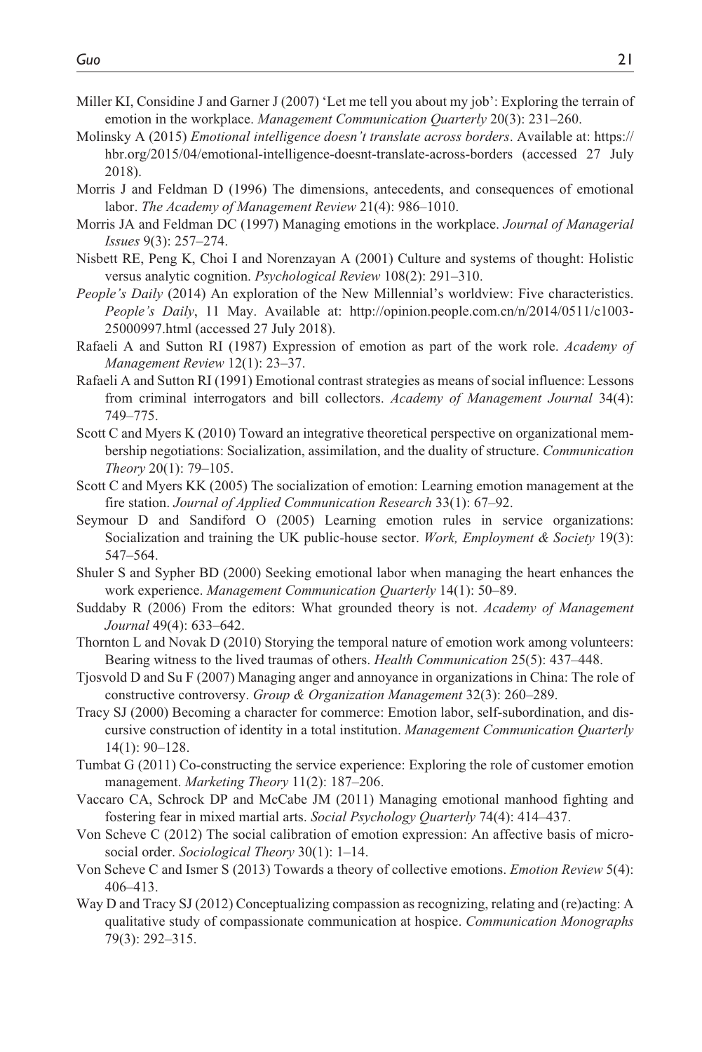Miller KI, Considine J and Garner J (2007) 'Let me tell you about my job': Exploring the terrain of emotion in the workplace. *Management Communication Quarterly* 20(3): 231–260.

Molinsky A (2015) *Emotional intelligence doesn't translate across borders*. Available at: https://hbr.org/2015/04/emotional-intelligence-doesnt-translate-across-borders (accessed 27 July 2018).

Morris J and Feldman D (1996) The dimensions, antecedents, and consequences of emotional labor. *The Academy of Management Review* 21(4): 986–1010.

Morris JA and Feldman DC (1997) Managing emotions in the workplace. *Journal of Managerial Issues* 9(3): 257–274.

Nisbett RE, Peng K, Choi I and Norenzayan A (2001) Culture and systems of thought: Holistic versus analytic cognition. *Psychological Review* 108(2): 291–310.

*People's Daily* (2014) An exploration of the New Millennial's worldview: Five characteristics. *People's Daily*, 11 May. Available at: http://opinion.people.com.cn/n/2014/0511/c1003-25000997.html (accessed 27 July 2018).

Rafaeli A and Sutton RI (1987) Expression of emotion as part of the work role. *Academy of Management Review* 12(1): 23–37.

Rafaeli A and Sutton RI (1991) Emotional contrast strategies as means of social influence: Lessons from criminal interrogators and bill collectors. *Academy of Management Journal* 34(4): 749–775.

Scott C and Myers K (2010) Toward an integrative theoretical perspective on organizational membership negotiations: Socialization, assimilation, and the duality of structure. *Communication Theory* 20(1): 79–105.

Scott C and Myers KK (2005) The socialization of emotion: Learning emotion management at the fire station. *Journal of Applied Communication Research* 33(1): 67–92.

Seymour D and Sandiford O (2005) Learning emotion rules in service organizations: Socialization and training the UK public-house sector. *Work, Employment & Society* 19(3): 547–564.

Shuler S and Sypher BD (2000) Seeking emotional labor when managing the heart enhances the work experience. *Management Communication Quarterly* 14(1): 50–89.

Suddaby R (2006) From the editors: What grounded theory is not. *Academy of Management Journal* 49(4): 633–642.

Thornton L and Novak D (2010) Storying the temporal nature of emotion work among volunteers: Bearing witness to the lived traumas of others. *Health Communication* 25(5): 437–448.

Tjosvold D and Su F (2007) Managing anger and annoyance in organizations in China: The role of constructive controversy. *Group & Organization Management* 32(3): 260–289.

Tracy SJ (2000) Becoming a character for commerce: Emotion labor, self-subordination, and discursive construction of identity in a total institution. *Management Communication Quarterly* 14(1): 90–128.

Tumbat G (2011) Co-constructing the service experience: Exploring the role of customer emotion management. *Marketing Theory* 11(2): 187–206.

Vaccaro CA, Schrock DP and McCabe JM (2011) Managing emotional manhood fighting and fostering fear in mixed martial arts. *Social Psychology Quarterly* 74(4): 414–437.

Von Scheve C (2012) The social calibration of emotion expression: An affective basis of micro-social order. *Sociological Theory* 30(1): 1–14.

Von Scheve C and Ismer S (2013) Towards a theory of collective emotions. *Emotion Review* 5(4): 406–413.

Way D and Tracy SJ (2012) Conceptualizing compassion as recognizing, relating and (re)acting: A qualitative study of compassionate communication at hospice. *Communication Monographs* 79(3): 292–315.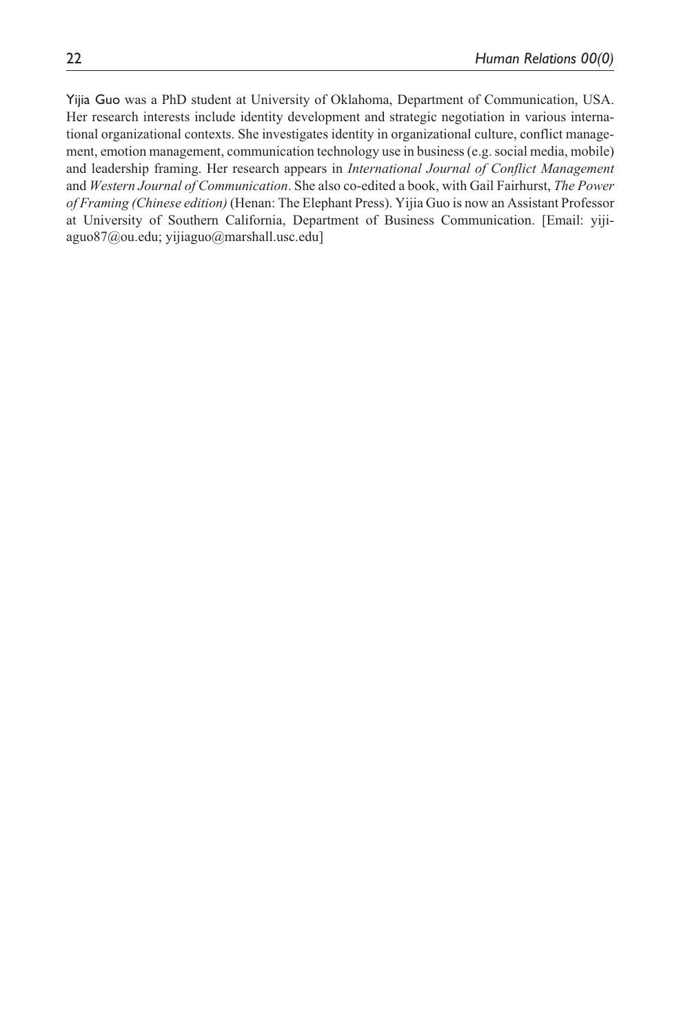Yijia Guo was a PhD student at University of Oklahoma, Department of Communication, USA. Her research interests include identity development and strategic negotiation in various international organizational contexts. She investigates identity in organizational culture, conflict management, emotion management, communication technology use in business (e.g. social media, mobile) and leadership framing. Her research appears in *International Journal of Conflict Management* and *Western Journal of Communication*. She also co-edited a book, with Gail Fairhurst, *The Power of Framing (Chinese edition)* (Henan: The Elephant Press). Yijia Guo is now an Assistant Professor at University of Southern California, Department of Business Communication. [Email: yijiaguo87@ou.edu; yijiaguo@marshall.usc.edu]